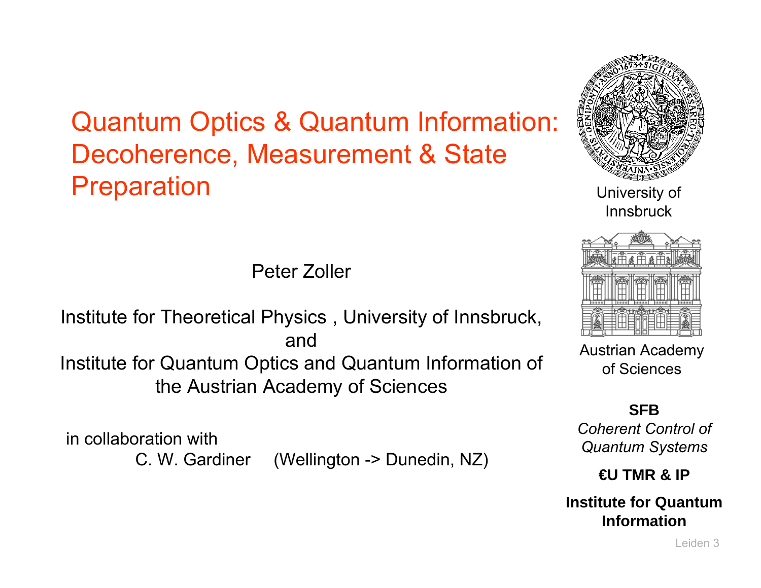# Quantum Optics & Quantum Information: Decoherence, Measurement & State Preparation

Peter Zoller

Institute for Theoretical Physics , University of Innsbruck, and Institute for Quantum Optics and Quantum Information of the Austrian Academy of Sciences

in collaboration with
C. W. Gardiner (Wellington -> Dunedin, NZ)

University of Innsbruck

Austrian Academy of Sciences

**SFB**
*Coherent Control of Quantum Systems*

**€U TMR & IP**

**Institute for Quantum Information**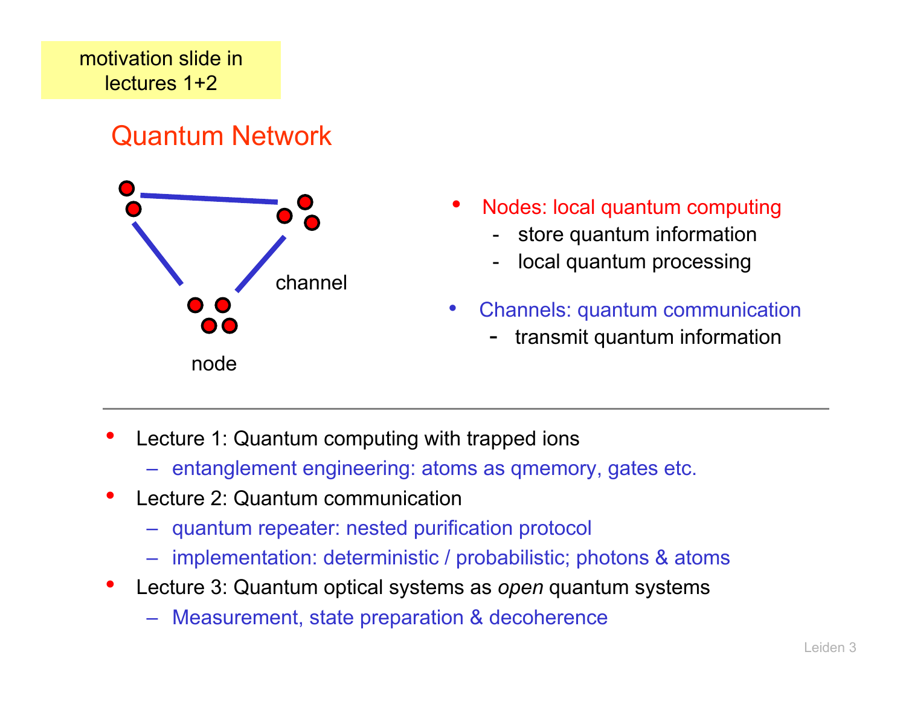motivation slide in lectures 1+2

## Quantum Network

channel

node

- Nodes: local quantum computing
  - store quantum information
  - local quantum processing
- Channels: quantum communication
  - transmit quantum information

---

- Lecture 1: Quantum computing with trapped ions
  - entanglement engineering: atoms as qmemory, gates etc.
- Lecture 2: Quantum communication
  - quantum repeater: nested purification protocol
  - implementation: deterministic / probabilistic; photons & atoms
- Lecture 3: Quantum optical systems as *open* quantum systems
  - Measurement, state preparation & decoherence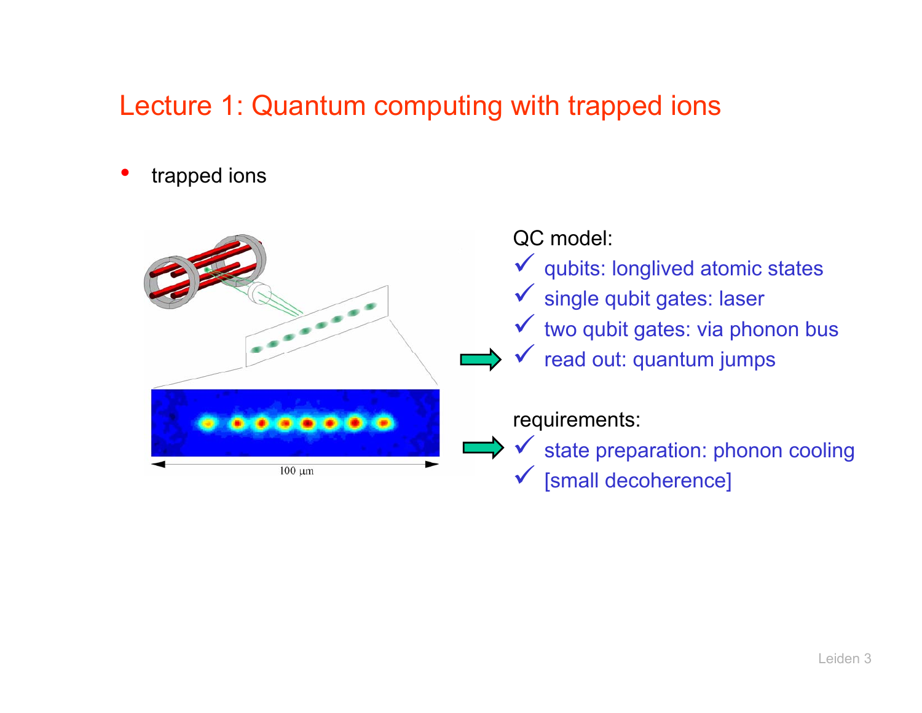# Lecture 1: Quantum computing with trapped ions

- trapped ions

QC model:

- ✓ qubits: longlived atomic states
- ✓ single qubit gates: laser
- ✓ two qubit gates: via phonon bus
- ✓ read out: quantum jumps

requirements:

- ✓ state preparation: phonon cooling
- ✓ [small decoherence]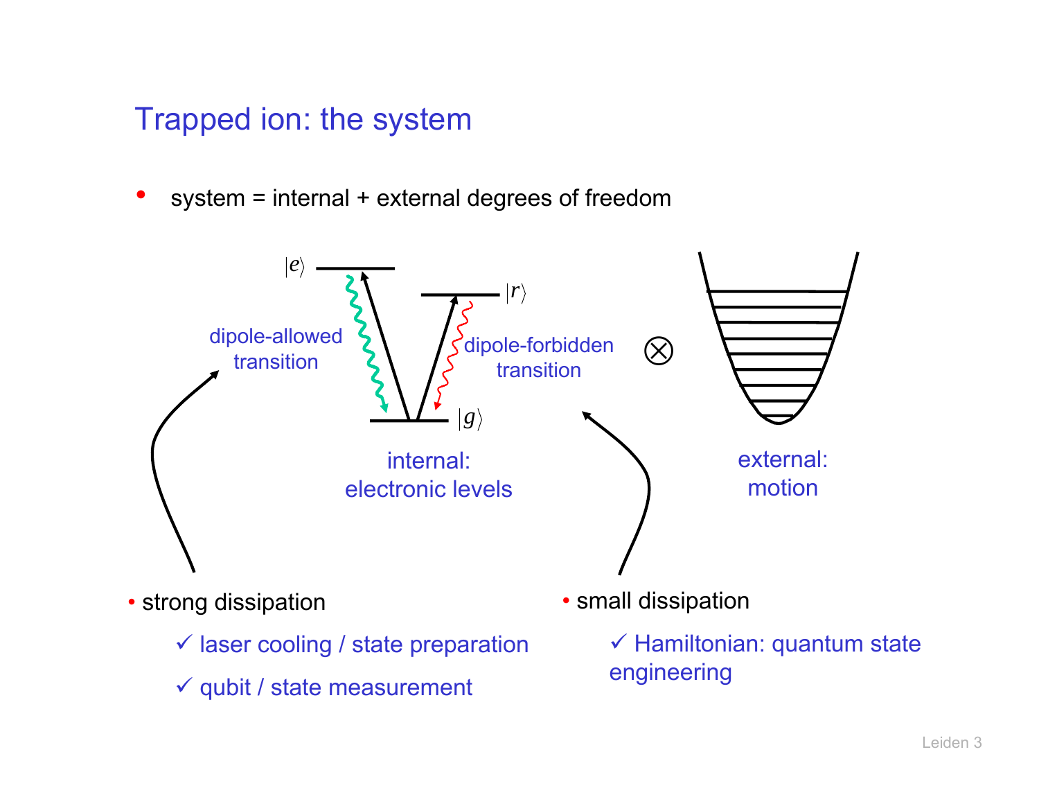# Trapped ion: the system

- system = internal + external degrees of freedom

$|e\rangle$

$|r\rangle$

$|g\rangle$

dipole-allowed transition

dipole-forbidden transition

$\otimes$

internal: electronic levels

external: motion

- strong dissipation
  - ✓ laser cooling / state preparation
  - ✓ qubit / state measurement

- small dissipation
  - ✓ Hamiltonian: quantum state engineering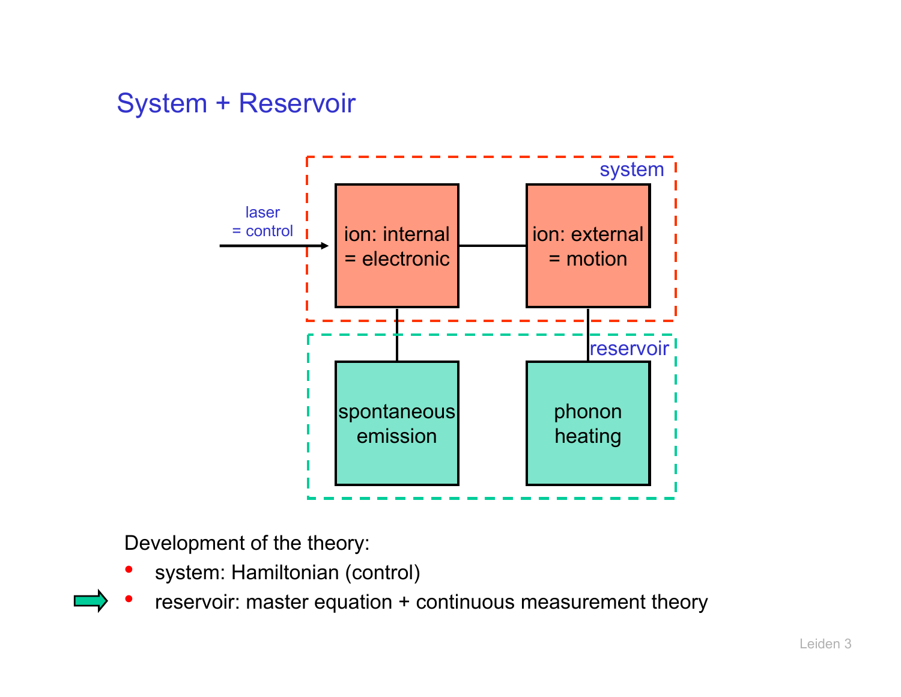# System + Reservoir

laser = control

system

ion: internal = electronic

ion: external = motion

reservoir

spontaneous emission

phonon heating

Development of the theory:

- system: Hamiltonian (control)
- reservoir: master equation + continuous measurement theory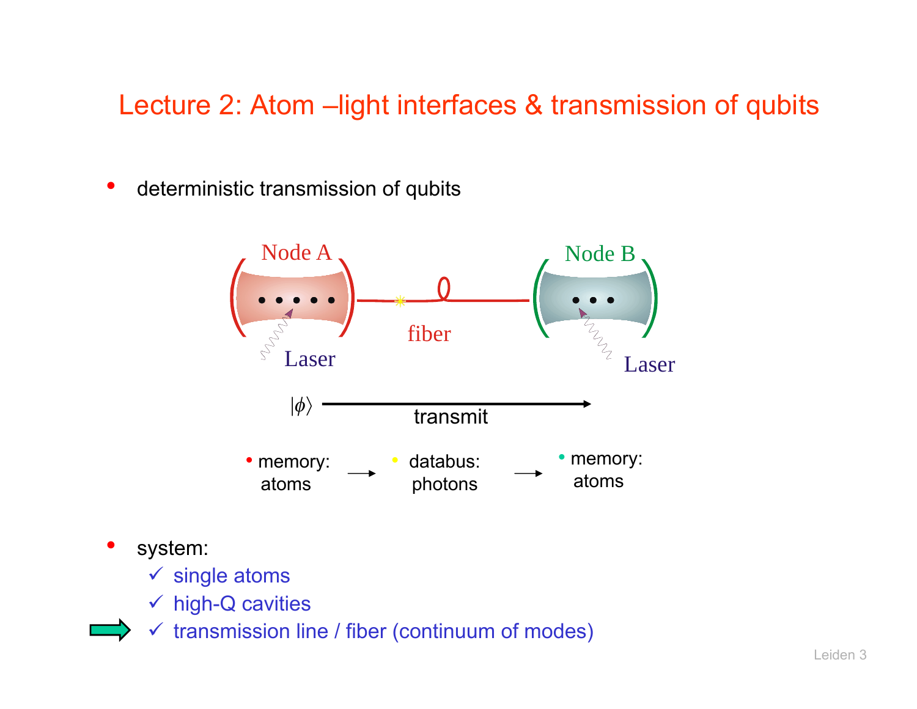# Lecture 2: Atom –light interfaces & transmission of qubits

- deterministic transmission of qubits

Node A — fiber — Node B

Laser  Laser

$|\phi\rangle$ → transmit

- memory: atoms → databus: photons → memory: atoms

- system:
  - ✓ single atoms
  - ✓ high-Q cavities
  - ✓ transmission line / fiber (continuum of modes)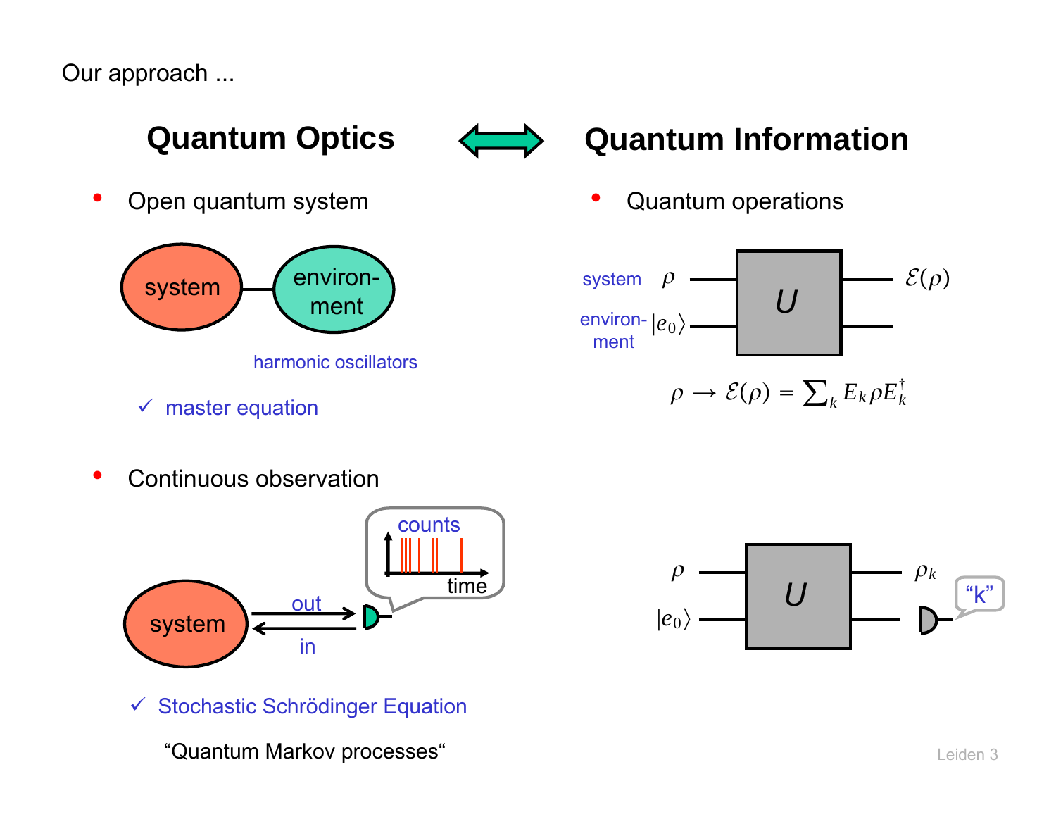Our approach ...

## Quantum Optics ⟺ Quantum Information

- Open quantum system

system — environ-ment

harmonic oscillators

✓ master equation

- Quantum operations

system $\rho$ — $U$ — $\mathcal{E}(\rho)$

environ-ment $|e_0\rangle$

$$\rho \rightarrow \mathcal{E}(\rho) = \sum_k E_k \rho E_k^\dagger$$

- Continuous observation

system — out / in — counts vs. time

✓ Stochastic Schrödinger Equation

"Quantum Markov processes"

$\rho$ — $U$ — $\rho_k$

$|e_0\rangle$ — "k"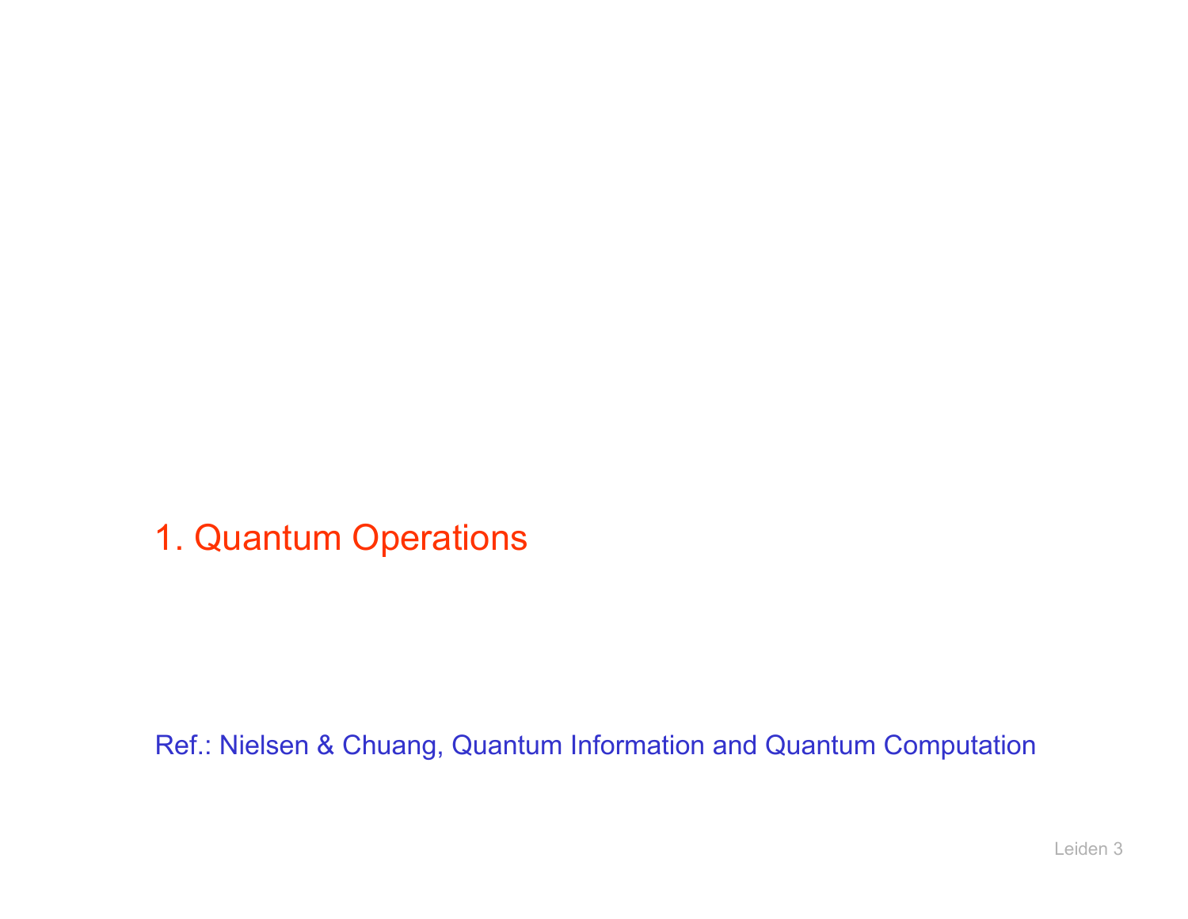# 1. Quantum Operations

Ref.: Nielsen & Chuang, Quantum Information and Quantum Computation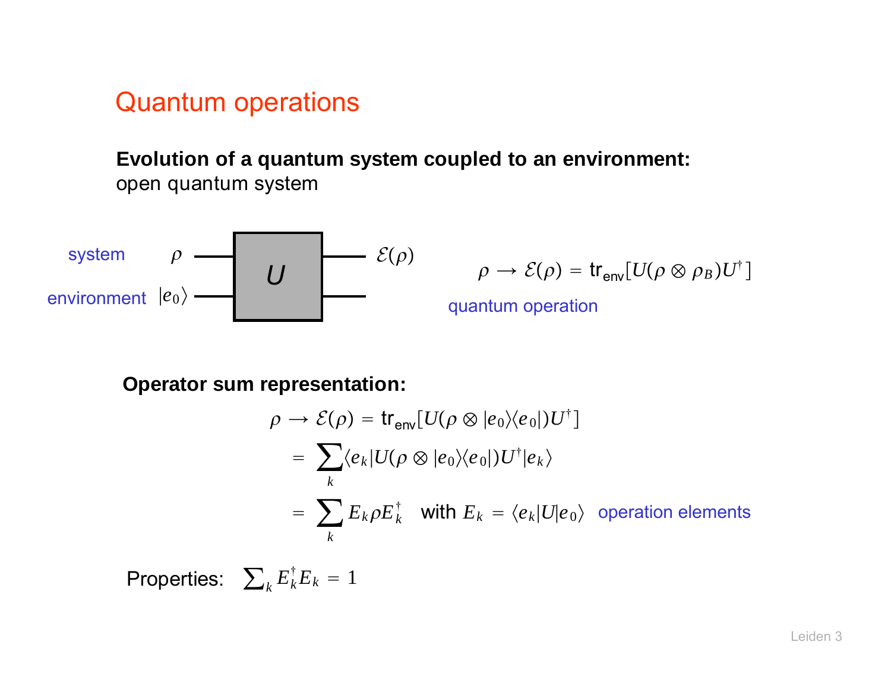# Quantum operations

**Evolution of a quantum system coupled to an environment:**
open quantum system

system $\rho$ — $U$ — $\mathcal{E}(\rho)$

environment $|e_0\rangle$

$$\rho \longrightarrow \mathcal{E}(\rho) = \mathrm{tr}_{\mathrm{env}}[U(\rho \otimes \rho_B)U^\dagger]$$

quantum operation

**Operator sum representation:**

$$\begin{aligned}
\rho \longrightarrow \mathcal{E}(\rho) &= \mathrm{tr}_{\mathrm{env}}[U(\rho \otimes |e_0\rangle\langle e_0|)U^\dagger] \\
&= \sum_k \langle e_k|U(\rho \otimes |e_0\rangle\langle e_0|)U^\dagger|e_k\rangle \\
&= \sum_k E_k \rho E_k^\dagger \quad \text{with } E_k = \langle e_k|U|e_0\rangle
\end{aligned}$$

operation elements

Properties: $\sum_k E_k^\dagger E_k = 1$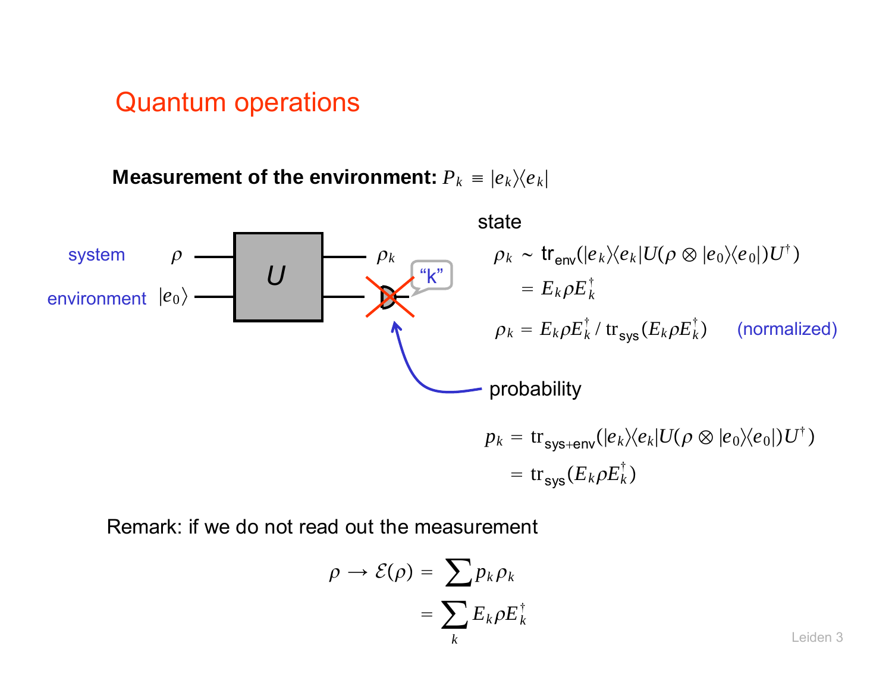# Quantum operations

**Measurement of the environment:** $P_k \equiv |e_k\rangle\langle e_k|$

system $\rho$ — $U$ — $\rho_k$

environment $|e_0\rangle$ — $U$ — "k"

state

$$\rho_k \sim \mathrm{tr}_{\mathrm{env}}(|e_k\rangle\langle e_k| U(\rho \otimes |e_0\rangle\langle e_0|)U^\dagger)$$

$$= E_k \rho E_k^\dagger$$

$$\rho_k = E_k \rho E_k^\dagger \,/\, \mathrm{tr}_{\mathrm{sys}}(E_k \rho E_k^\dagger) \qquad \text{(normalized)}$$

probability

$$p_k = \mathrm{tr}_{\mathrm{sys+env}}(|e_k\rangle\langle e_k| U(\rho \otimes |e_0\rangle\langle e_0|)U^\dagger)$$

$$= \mathrm{tr}_{\mathrm{sys}}(E_k \rho E_k^\dagger)$$

Remark: if we do not read out the measurement

$$\rho \rightarrow \mathcal{E}(\rho) = \sum p_k \rho_k$$

$$= \sum_k E_k \rho E_k^\dagger$$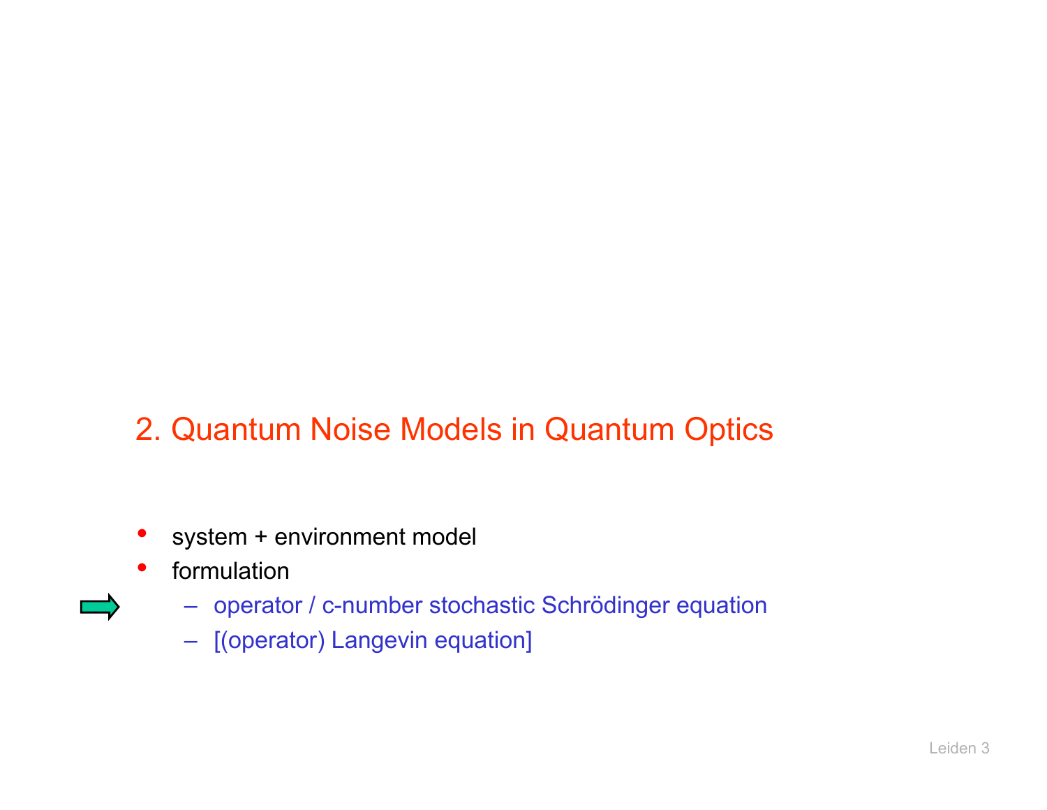## 2. Quantum Noise Models in Quantum Optics

- system + environment model
- formulation
  - operator / c-number stochastic Schrödinger equation
  - [(operator) Langevin equation]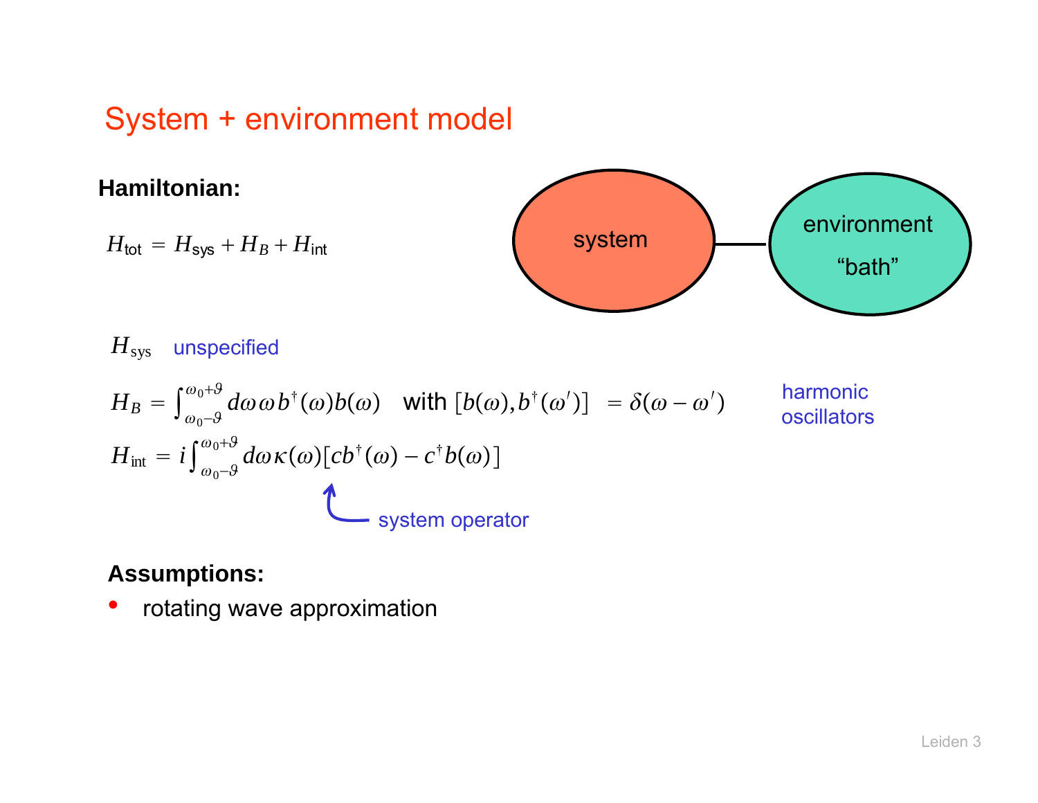# System + environment model

**Hamiltonian:**

$$H_{\text{tot}} = H_{\text{sys}} + H_B + H_{\text{int}}$$

system — environment "bath"

$H_{\text{sys}}$ unspecified

$$H_B = \int_{\omega_0-\vartheta}^{\omega_0+\vartheta} d\omega\, \omega\, b^\dagger(\omega) b(\omega) \quad \text{with } [b(\omega), b^\dagger(\omega')] = \delta(\omega - \omega')$$

harmonic oscillators

$$H_{\text{int}} = i\int_{\omega_0-\vartheta}^{\omega_0+\vartheta} d\omega\, \kappa(\omega)[c b^\dagger(\omega) - c^\dagger b(\omega)]$$

system operator ($c$)

**Assumptions:**

- rotating wave approximation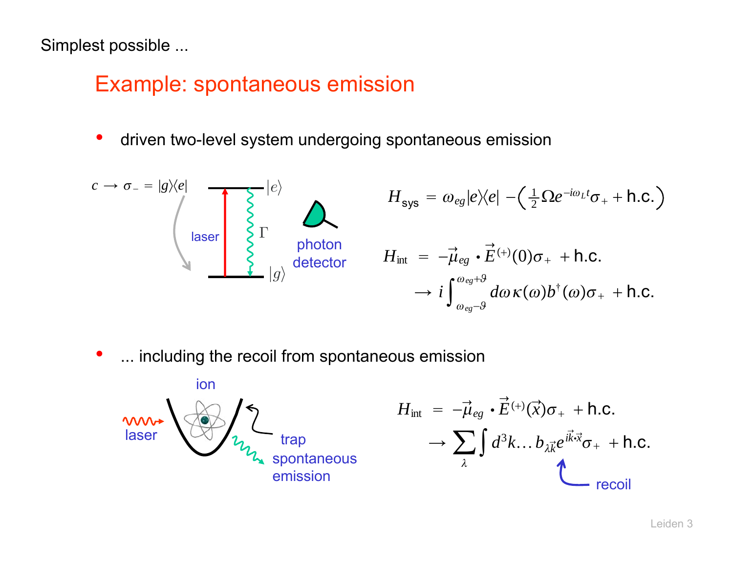Simplest possible ...

# Example: spontaneous emission

- driven two-level system undergoing spontaneous emission

$c \rightarrow \sigma_- = |g\rangle\langle e|$

laser

$\Gamma$

$|e\rangle$

$|g\rangle$

photon detector

$$H_{\text{sys}} = \omega_{eg}|e\rangle\langle e| - \left(\tfrac{1}{2}\Omega e^{-i\omega_L t}\sigma_+ + \text{h.c.}\right)$$

$$H_{\text{int}} = -\vec{\mu}_{eg} \cdot \vec{E}^{(+)}(0)\sigma_+ + \text{h.c.}$$

$$\rightarrow i\int_{\omega_{eg}-\vartheta}^{\omega_{eg}+\vartheta} d\omega\, \kappa(\omega) b^\dagger(\omega)\sigma_+ + \text{h.c.}$$

- ... including the recoil from spontaneous emission

ion

laser

trap

spontaneous emission

$$H_{\text{int}} = -\vec{\mu}_{eg} \cdot \vec{E}^{(+)}(\vec{x})\sigma_+ + \text{h.c.}$$

$$\rightarrow \sum_\lambda \int d^3k \ldots b_{\lambda\vec{k}} e^{i\vec{k}\cdot\vec{x}}\sigma_+ + \text{h.c.}$$

recoil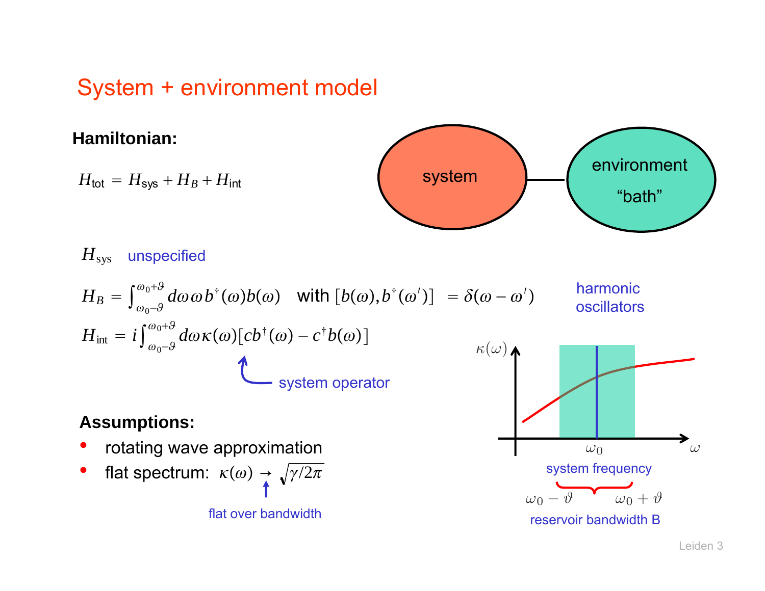# System + environment model

**Hamiltonian:**

$$H_{\text{tot}} = H_{\text{sys}} + H_B + H_{\text{int}}$$

system — environment "bath"

$H_{\text{sys}}$ unspecified

$$H_B = \int_{\omega_0-\vartheta}^{\omega_0+\vartheta} d\omega\, \omega\, b^\dagger(\omega) b(\omega) \quad \text{with } [b(\omega), b^\dagger(\omega')] = \delta(\omega - \omega')$$

harmonic oscillators

$$H_{\text{int}} = i \int_{\omega_0-\vartheta}^{\omega_0+\vartheta} d\omega\, \kappa(\omega) [c b^\dagger(\omega) - c^\dagger b(\omega)]$$

$c$: system operator

**Assumptions:**

- rotating wave approximation
- flat spectrum: $\kappa(\omega) \to \sqrt{\gamma / 2\pi}$ (flat over bandwidth)

$\kappa(\omega)$ vs. $\omega$; $\omega_0$: system frequency; $\omega_0 - \vartheta$ to $\omega_0 + \vartheta$: reservoir bandwidth B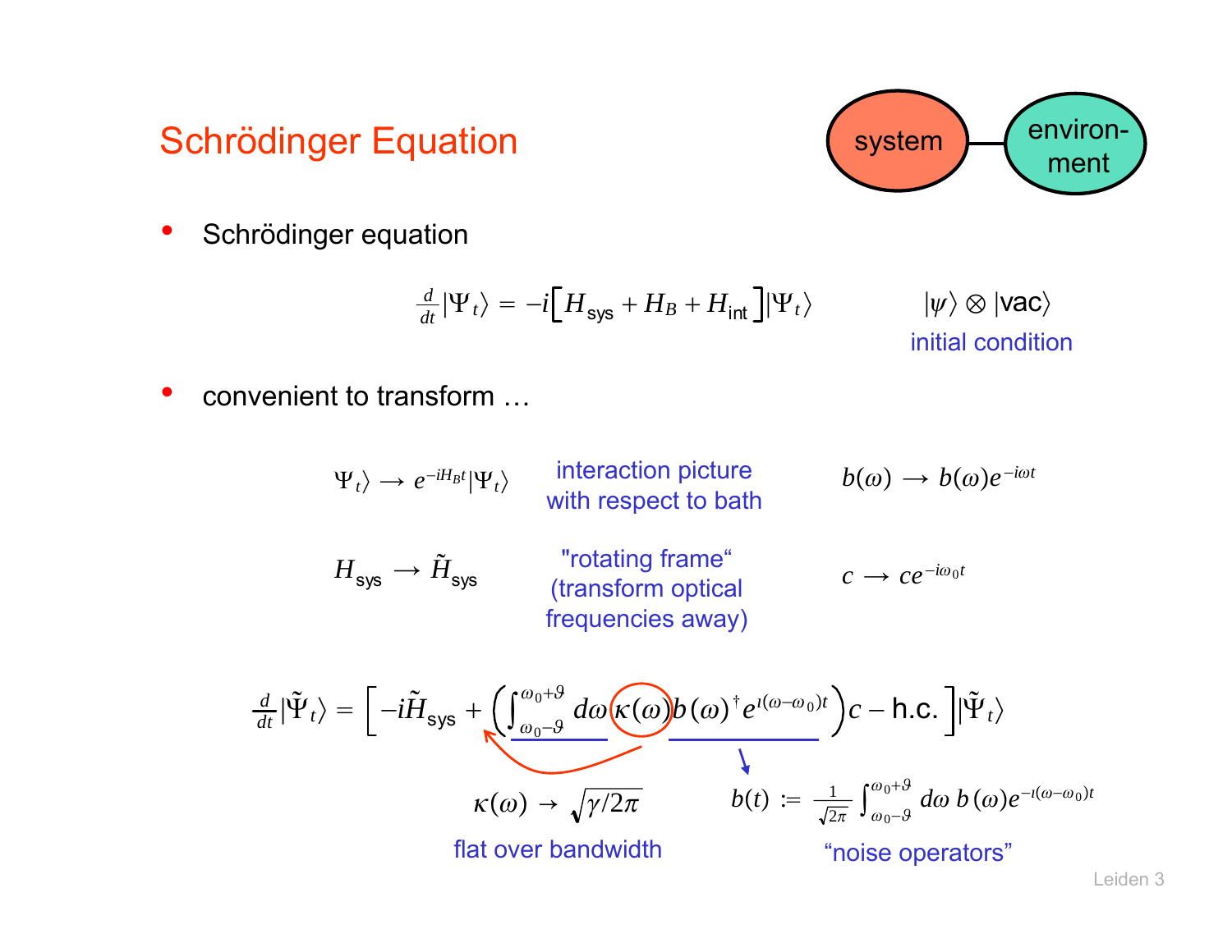# Schrödinger Equation

system — environment

- Schrödinger equation

$$\frac{d}{dt}|\Psi_t\rangle = -i\left[H_{\text{sys}} + H_B + H_{\text{int}}\right]|\Psi_t\rangle$$

$|\psi\rangle \otimes |\text{vac}\rangle$

initial condition

- convenient to transform …

$\Psi_t\rangle \to e^{-iH_B t}|\Psi_t\rangle$ — interaction picture with respect to bath — $b(\omega) \to b(\omega)e^{-i\omega t}$

$H_{\text{sys}} \to \tilde{H}_{\text{sys}}$ — "rotating frame" (transform optical frequencies away) — $c \to c e^{-i\omega_0 t}$

$$\frac{d}{dt}|\tilde{\Psi}_t\rangle = \left[-i\tilde{H}_{\text{sys}} + \left(\int_{\omega_0-\vartheta}^{\omega_0+\vartheta} d\omega\, \kappa(\omega)\, b(\omega)^\dagger e^{i(\omega-\omega_0)t}\right)c - \text{h.c.}\right]|\tilde{\Psi}_t\rangle$$

$\kappa(\omega) \to \sqrt{\gamma/2\pi}$

flat over bandwidth

$$b(t) := \frac{1}{\sqrt{2\pi}}\int_{\omega_0-\vartheta}^{\omega_0+\vartheta} d\omega\, b(\omega)e^{-i(\omega-\omega_0)t}$$

"noise operators"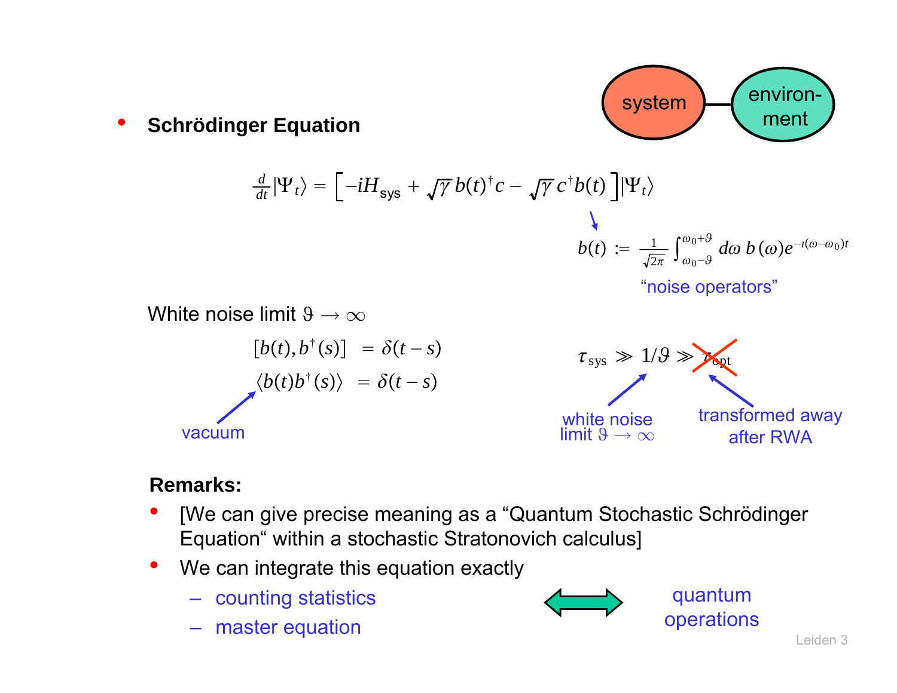- **Schrödinger Equation**

system — environment

$$\frac{d}{dt}|\Psi_t\rangle = \left[-iH_{\text{sys}} + \sqrt{\gamma}\, b(t)^\dagger c - \sqrt{\gamma}\, c^\dagger b(t)\right]|\Psi_t\rangle$$

$$b(t) := \frac{1}{\sqrt{2\pi}}\int_{\omega_0-\vartheta}^{\omega_0+\vartheta} d\omega\, b(\omega) e^{-i(\omega-\omega_0)t}$$

"noise operators"

White noise limit $\vartheta \to \infty$

$$[b(t), b^\dagger(s)] = \delta(t-s)$$

$$\langle b(t) b^\dagger(s)\rangle = \delta(t-s)$$

vacuum

$$\tau_{\text{sys}} \gg 1/\vartheta \gg \tau_{\text{opt}}$$

white noise limit $\vartheta \to \infty$

transformed away after RWA

**Remarks:**

- [We can give precise meaning as a "Quantum Stochastic Schrödinger Equation" within a stochastic Stratonovich calculus]
- We can integrate this equation exactly
  - counting statistics
  - master equation

⟺ quantum operations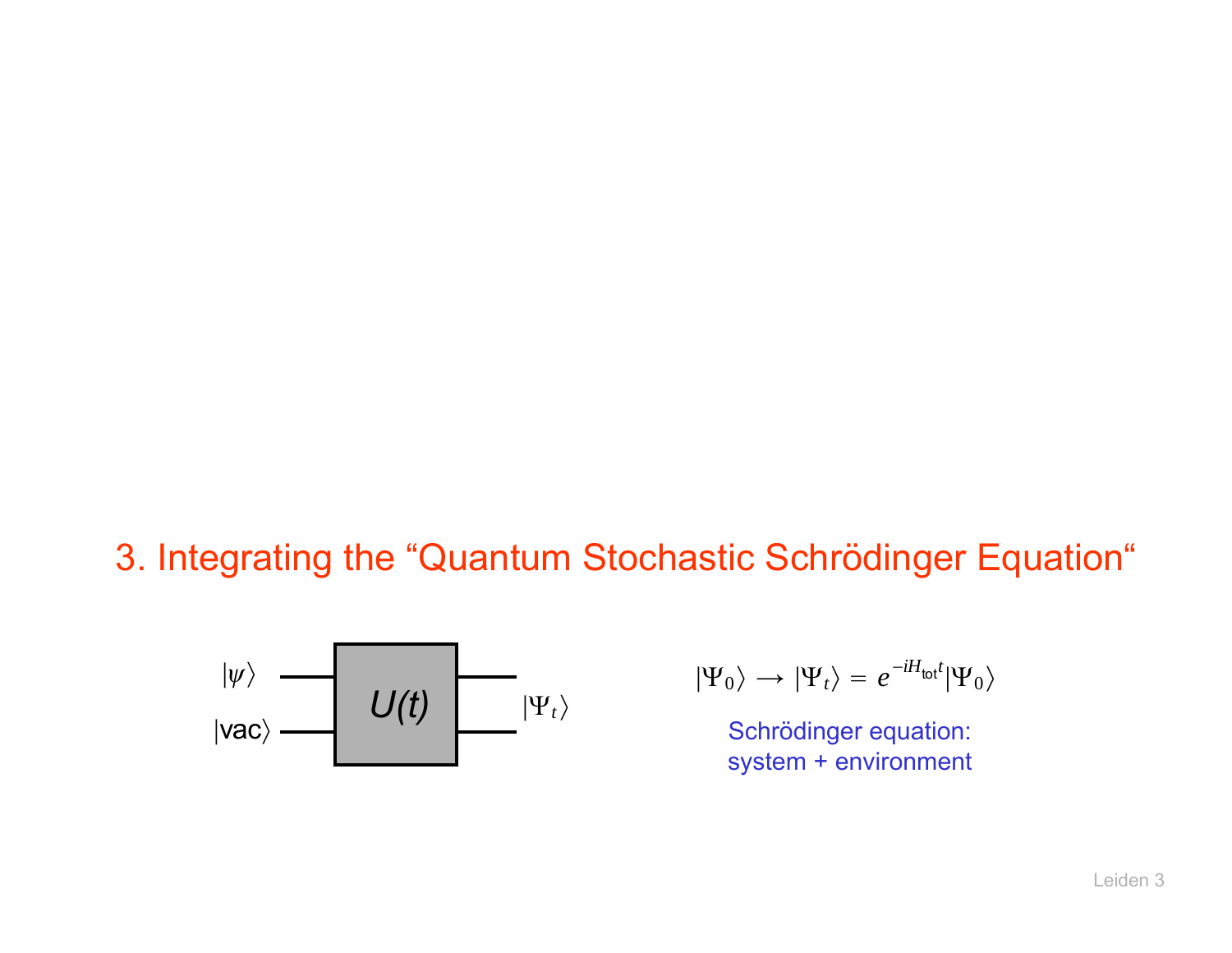## 3. Integrating the "Quantum Stochastic Schrödinger Equation"

$|\psi\rangle$ — $|\text{vac}\rangle$ — $U(t)$ — $|\Psi_t\rangle$

$$|\Psi_0\rangle \longrightarrow |\Psi_t\rangle = e^{-iH_{\text{tot}}t}|\Psi_0\rangle$$

Schrödinger equation:
system + environment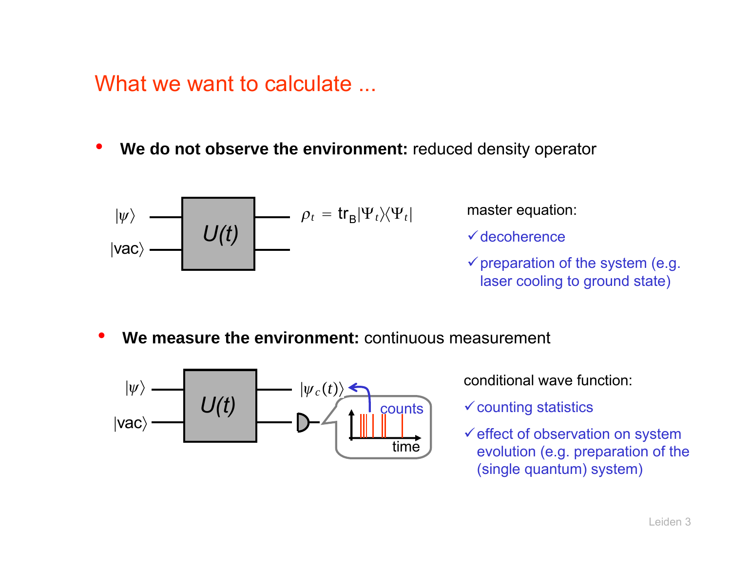# What we want to calculate ...

- **We do not observe the environment:** reduced density operator

$|\psi\rangle$, $|\text{vac}\rangle$ → $U(t)$ →

$$\rho_t = \text{tr}_B |\Psi_t\rangle\langle\Psi_t|$$

master equation:

✓ decoherence

✓ preparation of the system (e.g. laser cooling to ground state)

- **We measure the environment:** continuous measurement

$|\psi\rangle$, $|\text{vac}\rangle$ → $U(t)$ → $|\psi_c(t)\rangle$

counts

time

conditional wave function:

✓ counting statistics

✓ effect of observation on system evolution (e.g. preparation of the (single quantum) system)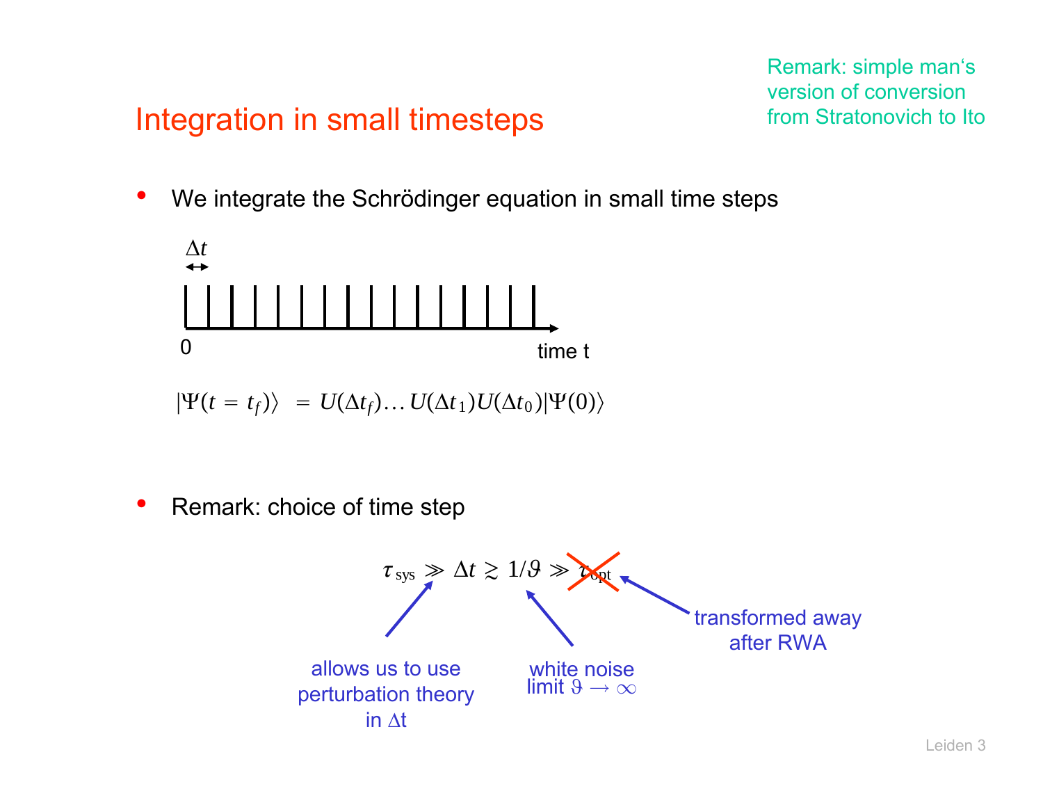Remark: simple man's version of conversion from Stratonovich to Ito

# Integration in small timesteps

- We integrate the Schrödinger equation in small time steps

$\Delta t$

0 time t

$$|\Psi(t = t_f)\rangle = U(\Delta t_f)\ldots U(\Delta t_1)U(\Delta t_0)|\Psi(0)\rangle$$

- Remark: choice of time step

$$\tau_{\rm sys} \gg \Delta t \gtrsim 1/\vartheta \gg \tau_{\rm opt}$$

allows us to use perturbation theory in $\Delta t$

white noise limit $\vartheta \to \infty$

transformed away after RWA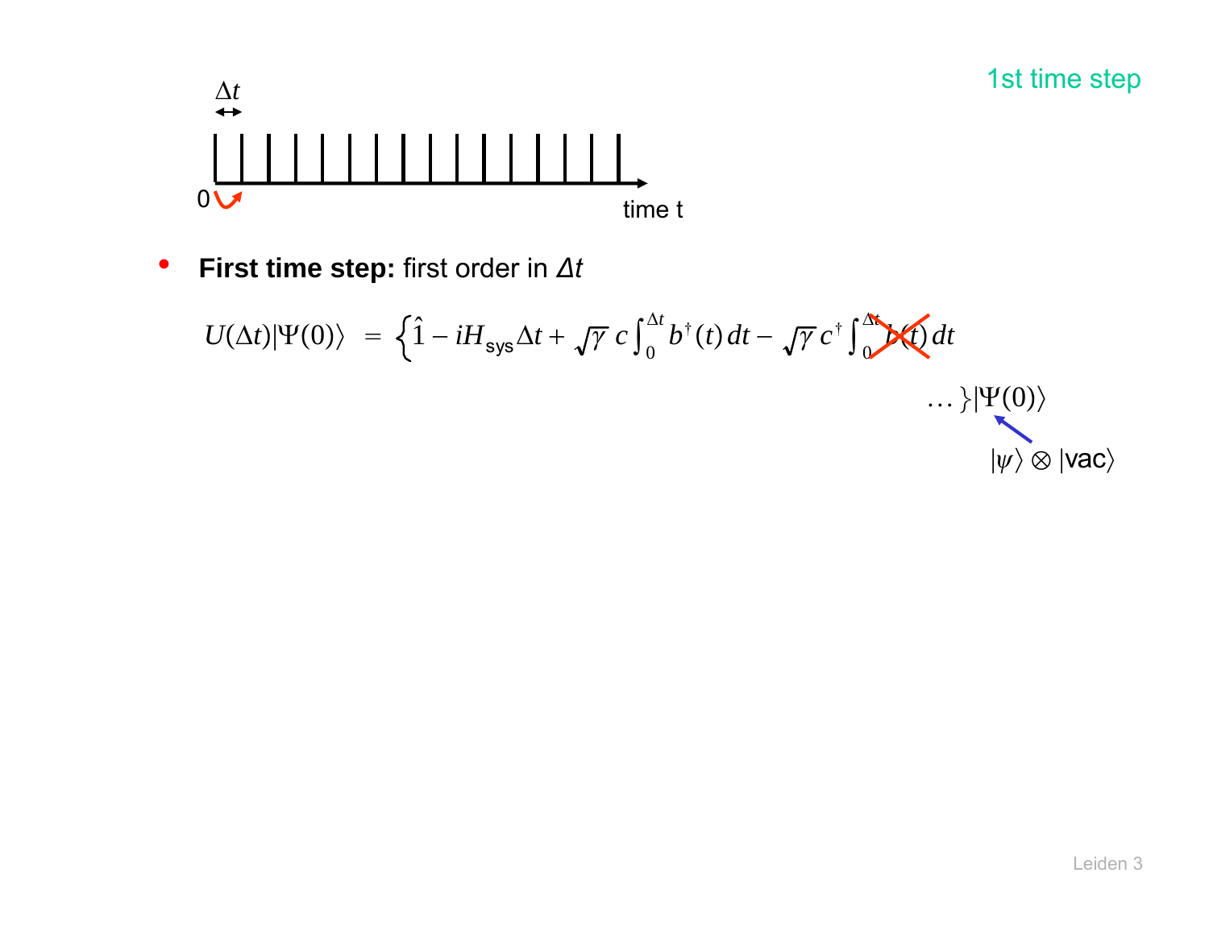1st time step

$\Delta t$

0 time t

- **First time step:** first order in *Δt*

$$U(\Delta t)|\Psi(0)\rangle \;=\; \Big\{\hat{1} - iH_{\text{sys}}\Delta t + \sqrt{\gamma}\, c \int_0^{\Delta t} b^\dagger(t)\, dt - \sqrt{\gamma}\, c^\dagger \int_0^{\Delta t} b(t)\, dt$$

$$\ldots\Big\}|\Psi(0)\rangle$$

$|\psi\rangle \otimes |\text{vac}\rangle$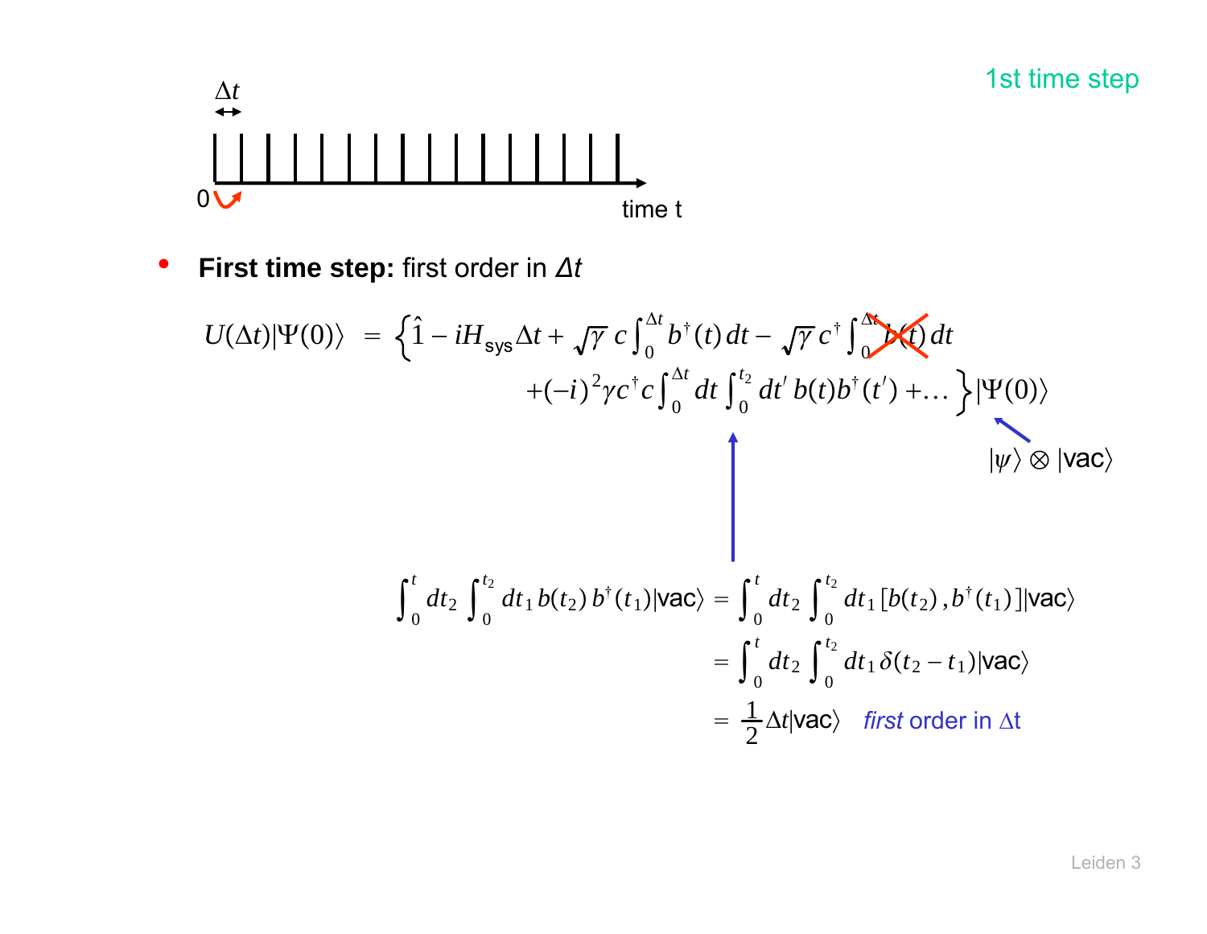1st time step

- **First time step:** first order in $\Delta t$

$$U(\Delta t)|\Psi(0)\rangle = \Big\{ \hat{1} - iH_{\text{sys}}\Delta t + \sqrt{\gamma}\, c \int_0^{\Delta t} b^\dagger(t)\,dt - \sqrt{\gamma}\, c^\dagger \int_0^{\Delta t} b(t)\,dt + (-i)^2 \gamma c^\dagger c \int_0^{\Delta t} dt \int_0^{t_2} dt'\, b(t) b^\dagger(t') + \ldots \Big\} |\Psi(0)\rangle$$

(the term $\int_0^{\Delta t} b(t)\,dt$ is crossed out)

$|\Psi(0)\rangle = |\psi\rangle \otimes |\text{vac}\rangle$

$$\int_0^t dt_2 \int_0^{t_2} dt_1\, b(t_2)\, b^\dagger(t_1)|\text{vac}\rangle = \int_0^t dt_2 \int_0^{t_2} dt_1\, [b(t_2), b^\dagger(t_1)]|\text{vac}\rangle$$

$$= \int_0^t dt_2 \int_0^{t_2} dt_1\, \delta(t_2 - t_1)|\text{vac}\rangle$$

$$= \frac{1}{2}\Delta t|\text{vac}\rangle \quad \textit{first} \text{ order in } \Delta t$$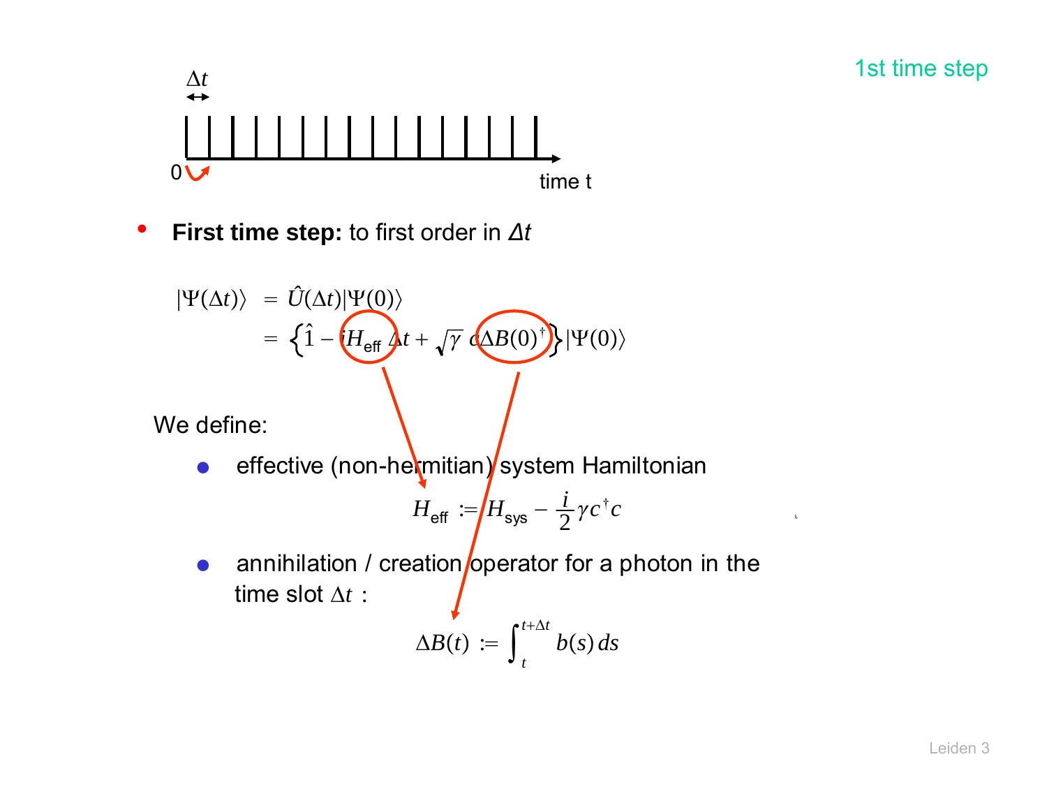1st time step

- **First time step:** to first order in *Δt*

$$|\Psi(\Delta t)\rangle = \hat{U}(\Delta t)|\Psi(0)\rangle$$
$$= \left\{\hat{1} - iH_{\text{eff}}\,\Delta t + \sqrt{\gamma}\; c\,\Delta B(0)^{\dagger}\right\}|\Psi(0)\rangle$$

We define:

- effective (non-hermitian) system Hamiltonian

$$H_{\text{eff}} := H_{\text{sys}} - \frac{i}{2}\gamma c^{\dagger} c$$

- annihilation / creation operator for a photon in the time slot $\Delta t$ :

$$\Delta B(t) := \int_{t}^{t+\Delta t} b(s)\, ds$$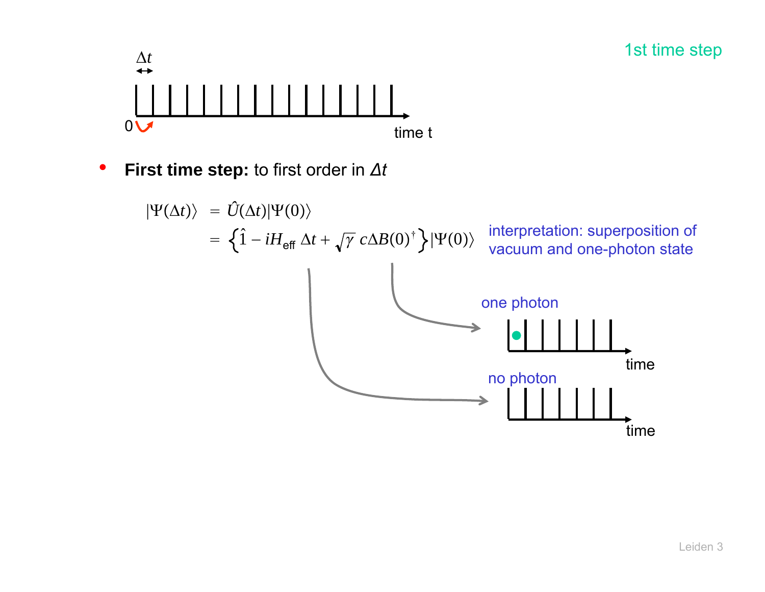1st time step

- **First time step:** to first order in $\Delta t$

$$
\begin{aligned}
|\Psi(\Delta t)\rangle &= \hat{U}(\Delta t)|\Psi(0)\rangle \\
&= \left\{\hat{1} - iH_{\text{eff}}\,\Delta t + \sqrt{\gamma}\; c\Delta B(0)^{\dagger}\right\}|\Psi(0)\rangle
\end{aligned}
$$

interpretation: superposition of vacuum and one-photon state

one photon

no photon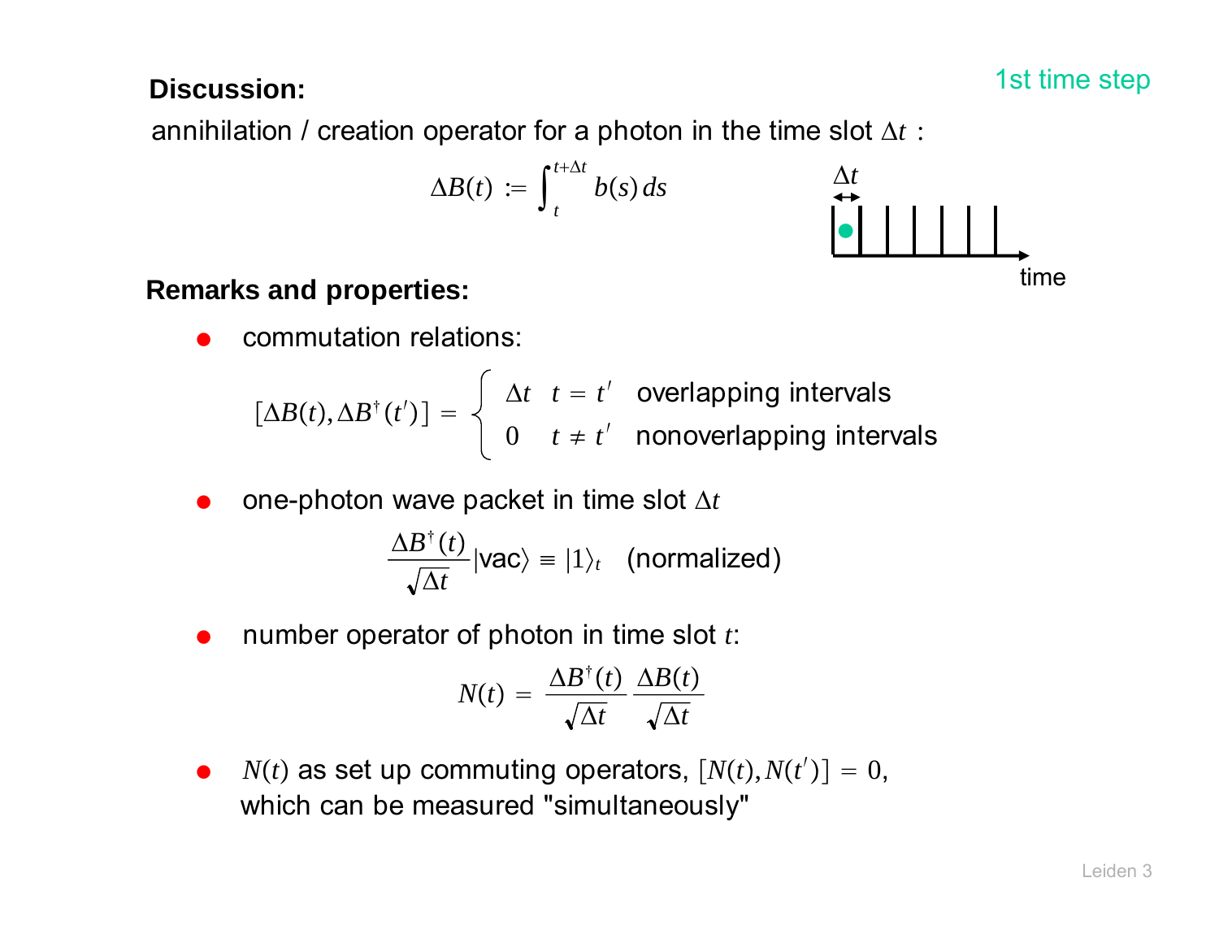**Discussion:**

1st time step

annihilation / creation operator for a photon in the time slot $\Delta t$ :

$$\Delta B(t) := \int_t^{t+\Delta t} b(s)\, ds$$

$\Delta t$

time

**Remarks and properties:**

- commutation relations:

$$[\Delta B(t), \Delta B^\dagger(t')] = \begin{cases} \Delta t & t = t' \quad \text{overlapping intervals} \\ 0 & t \neq t' \quad \text{nonoverlapping intervals} \end{cases}$$

- one-photon wave packet in time slot $\Delta t$

$$\frac{\Delta B^\dagger(t)}{\sqrt{\Delta t}} |\text{vac}\rangle \equiv |1\rangle_t \quad \text{(normalized)}$$

- number operator of photon in time slot $t$:

$$N(t) = \frac{\Delta B^\dagger(t)}{\sqrt{\Delta t}} \frac{\Delta B(t)}{\sqrt{\Delta t}}$$

- $N(t)$ as set up commuting operators, $[N(t), N(t')] = 0$, which can be measured "simultaneously"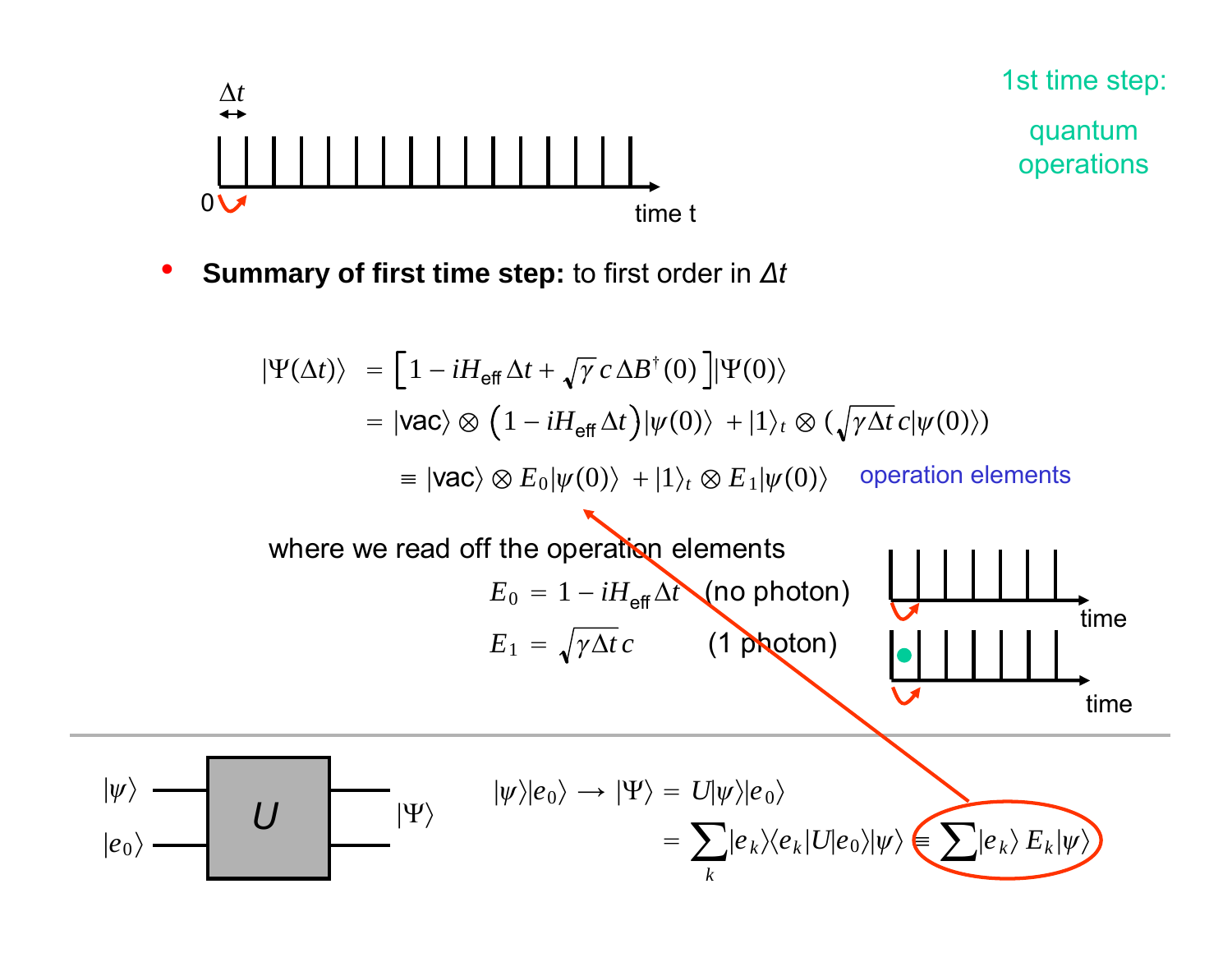1st time step:

quantum operations

$\Delta t$

0 time t

- **Summary of first time step:** to first order in *Δt*

$$
\begin{aligned}
|\Psi(\Delta t)\rangle &= \left[1 - iH_{\text{eff}}\,\Delta t + \sqrt{\gamma}\,c\,\Delta B^{\dagger}(0)\right]|\Psi(0)\rangle \\
&= |\text{vac}\rangle \otimes \left(1 - iH_{\text{eff}}\,\Delta t\right)|\psi(0)\rangle + |1\rangle_t \otimes \left(\sqrt{\gamma\,\Delta t}\,c|\psi(0)\rangle\right) \\
&\equiv |\text{vac}\rangle \otimes E_0|\psi(0)\rangle + |1\rangle_t \otimes E_1|\psi(0)\rangle \quad \text{operation elements}
\end{aligned}
$$

where we read off the operation elements

$$E_0 = 1 - iH_{\text{eff}}\,\Delta t \quad \text{(no photon)}$$

$$E_1 = \sqrt{\gamma\,\Delta t}\,c \quad \text{(1 photon)}$$

time

time

---

$|\psi\rangle$, $|e_0\rangle$ → $U$ → $|\Psi\rangle$

$$
\begin{aligned}
|\psi\rangle|e_0\rangle \to |\Psi\rangle &= U|\psi\rangle|e_0\rangle \\
&= \sum_k |e_k\rangle\langle e_k|U|e_0\rangle|\psi\rangle \equiv \sum |e_k\rangle\, E_k|\psi\rangle
\end{aligned}
$$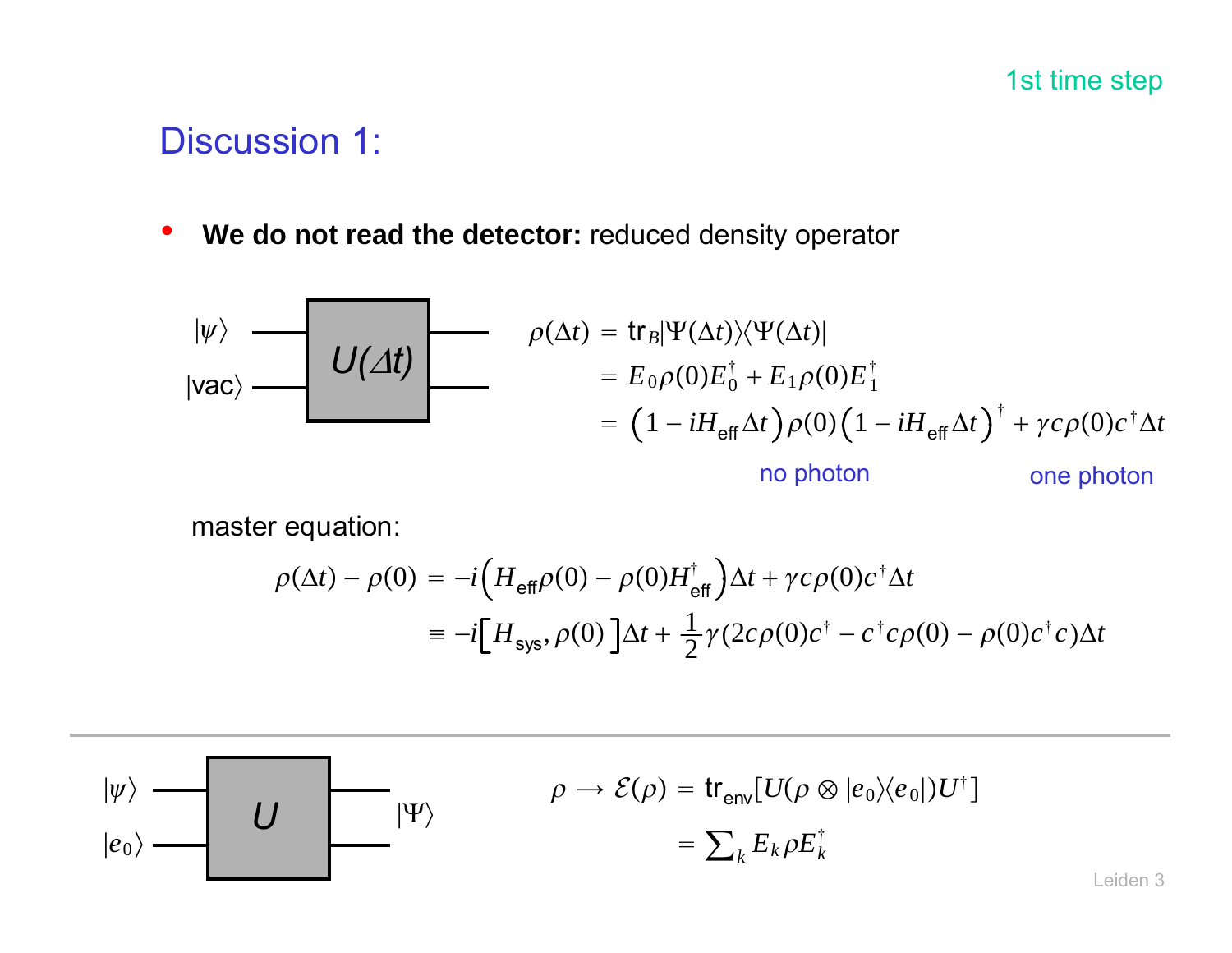1st time step

## Discussion 1:

- **We do not read the detector:** reduced density operator

$|\psi\rangle$ — $U(\Delta t)$ — $|\text{vac}\rangle$

$$
\begin{aligned}
\rho(\Delta t) &= \mathrm{tr}_B |\Psi(\Delta t)\rangle\langle\Psi(\Delta t)| \\
&= E_0 \rho(0) E_0^\dagger + E_1 \rho(0) E_1^\dagger \\
&= \left(1 - iH_{\text{eff}}\Delta t\right)\rho(0)\left(1 - iH_{\text{eff}}\Delta t\right)^\dagger + \gamma c \rho(0) c^\dagger \Delta t
\end{aligned}
$$

no photon &nbsp;&nbsp;&nbsp;&nbsp; one photon

master equation:

$$
\begin{aligned}
\rho(\Delta t) - \rho(0) &= -i\left(H_{\text{eff}}\rho(0) - \rho(0)H_{\text{eff}}^\dagger\right)\Delta t + \gamma c \rho(0) c^\dagger \Delta t \\
&\equiv -i\left[H_{\text{sys}}, \rho(0)\right]\Delta t + \frac{1}{2}\gamma\left(2c\rho(0)c^\dagger - c^\dagger c \rho(0) - \rho(0) c^\dagger c\right)\Delta t
\end{aligned}
$$

---

$|\psi\rangle$, $|e_0\rangle$ — $U$ — $|\Psi\rangle$

$$
\begin{aligned}
\rho \rightarrow \mathcal{E}(\rho) &= \mathrm{tr}_{\text{env}}\left[U(\rho \otimes |e_0\rangle\langle e_0|)U^\dagger\right] \\
&= \sum_k E_k \rho E_k^\dagger
\end{aligned}
$$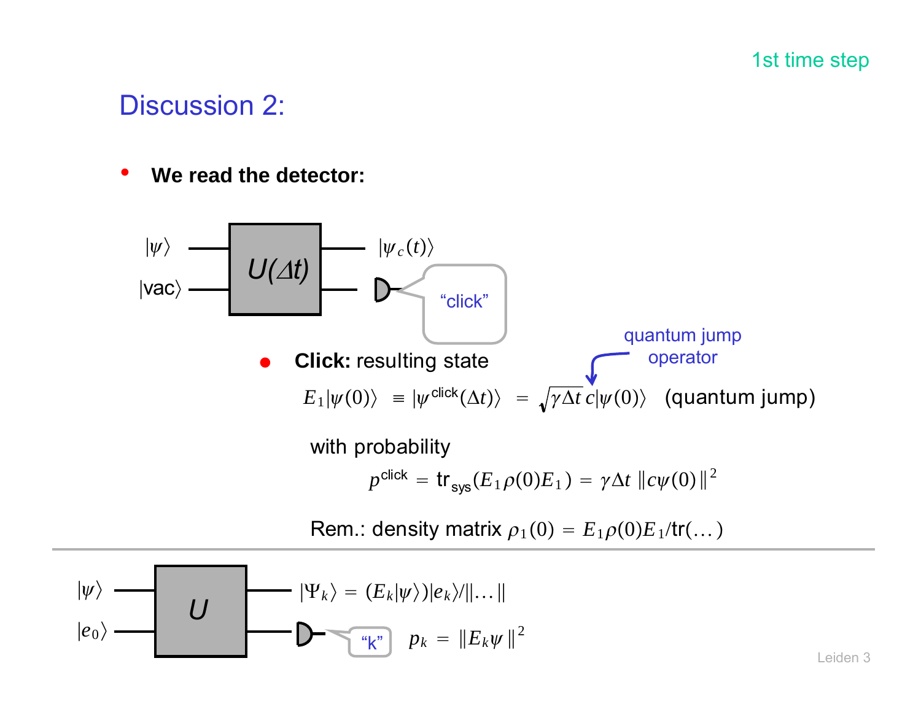1st time step

# Discussion 2:

- **We read the detector:**

$|\psi\rangle$ — $U(\Delta t)$ — $|\psi_c(t)\rangle$

$|\text{vac}\rangle$ — detector — "click"

- **Click:** resulting state

quantum jump operator

$$E_1|\psi(0)\rangle \equiv |\psi^{\text{click}}(\Delta t)\rangle = \sqrt{\gamma \Delta t}\, c|\psi(0)\rangle \quad \text{(quantum jump)}$$

with probability

$$p^{\text{click}} = \text{tr}_{\text{sys}}(E_1 \rho(0) E_1) = \gamma \Delta t \, \|c\psi(0)\|^2$$

Rem.: density matrix $\rho_1(0) = E_1 \rho(0) E_1 / \text{tr}(\dots)$

---

$|\psi\rangle$ — $U$ — $|\Psi_k\rangle = (E_k|\psi\rangle)|e_k\rangle / \|\dots\|$

$|e_0\rangle$ — detector — "k" $\quad p_k = \|E_k \psi\|^2$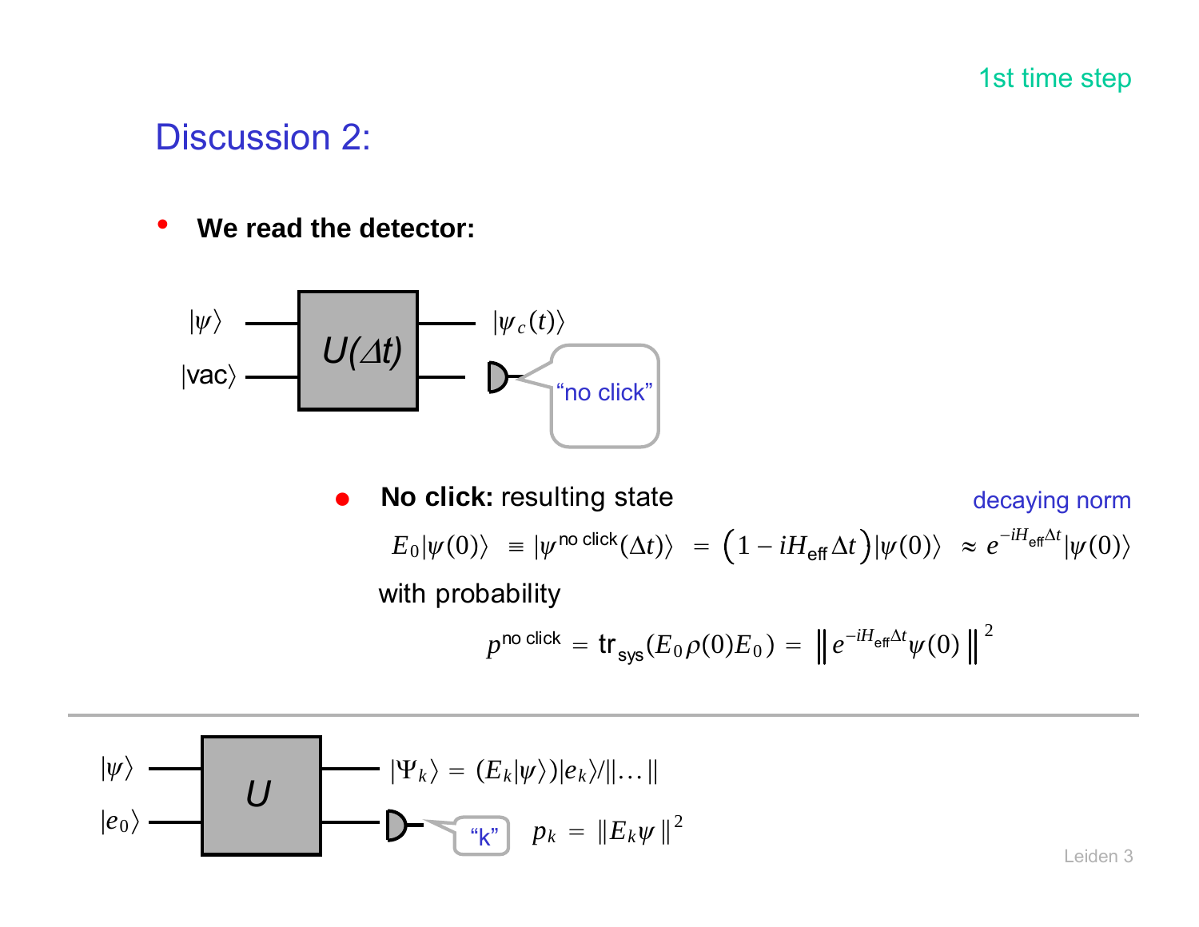1st time step

# Discussion 2:

- **We read the detector:**

$|\psi\rangle$ — $U(\Delta t)$ — $|\psi_c(t)\rangle$

$|\text{vac}\rangle$ — $U(\Delta t)$ — detector: "no click"

- **No click:** resulting state

decaying norm

$$E_0|\psi(0)\rangle \equiv |\psi^{\text{no click}}(\Delta t)\rangle = \left(1 - iH_{\text{eff}}\Delta t\right)|\psi(0)\rangle \approx e^{-iH_{\text{eff}}\Delta t}|\psi(0)\rangle$$

with probability

$$p^{\text{no click}} = \text{tr}_{\text{sys}}(E_0\rho(0)E_0) = \left\| e^{-iH_{\text{eff}}\Delta t}\psi(0) \right\|^2$$

---

$|\psi\rangle$ — $U$ — $|\Psi_k\rangle = (E_k|\psi\rangle)|e_k\rangle / \|\ldots\|$

$|e_0\rangle$ — $U$ — detector: "k" $\quad p_k = \|E_k\psi\|^2$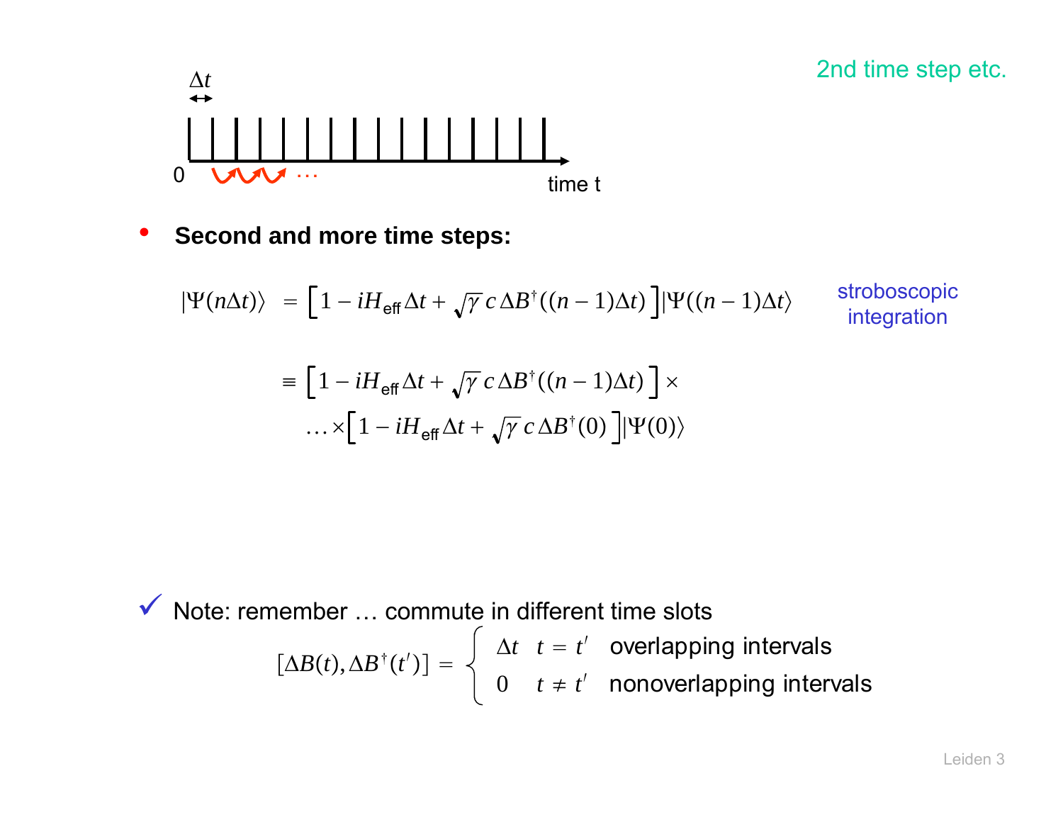2nd time step etc.

$\Delta t$

0 ... time t

- **Second and more time steps:**

$$|\Psi(n\Delta t)\rangle = \left[1 - iH_{\text{eff}}\Delta t + \sqrt{\gamma}\, c\, \Delta B^{\dagger}((n-1)\Delta t)\right]|\Psi((n-1)\Delta t\rangle$$

stroboscopic integration

$$\equiv \left[1 - iH_{\text{eff}}\Delta t + \sqrt{\gamma}\, c\, \Delta B^{\dagger}((n-1)\Delta t)\right] \times \ldots \times \left[1 - iH_{\text{eff}}\Delta t + \sqrt{\gamma}\, c\, \Delta B^{\dagger}(0)\right]|\Psi(0)\rangle$$

✓ Note: remember … commute in different time slots

$$[\Delta B(t), \Delta B^{\dagger}(t')] = \begin{cases} \Delta t & t = t' \quad \text{overlapping intervals} \\ 0 & t \neq t' \quad \text{nonoverlapping intervals} \end{cases}$$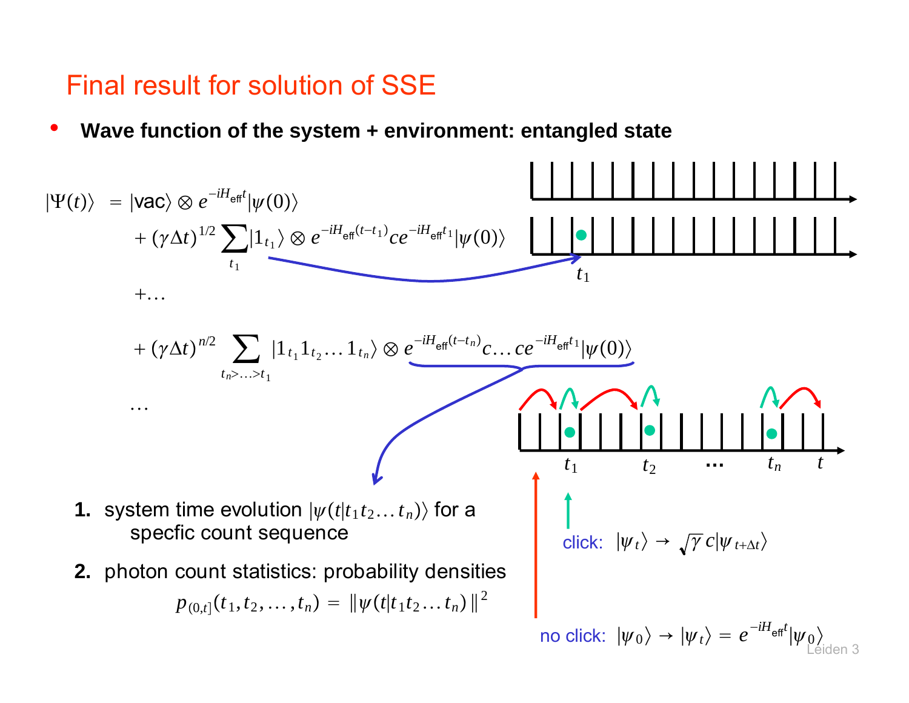# Final result for solution of SSE

- **Wave function of the system + environment: entangled state**

$$
\begin{aligned}
|\Psi(t)\rangle \;&= |\text{vac}\rangle \otimes e^{-iH_{\text{eff}}t}|\psi(0)\rangle \\
&+ (\gamma\Delta t)^{1/2} \sum_{t_1} |1_{t_1}\rangle \otimes e^{-iH_{\text{eff}}(t-t_1)} c\, e^{-iH_{\text{eff}}t_1}|\psi(0)\rangle \\
&+ \ldots \\
&+ (\gamma\Delta t)^{n/2} \sum_{t_n > \ldots > t_1} |1_{t_1} 1_{t_2} \ldots 1_{t_n}\rangle \otimes e^{-iH_{\text{eff}}(t-t_n)} c \ldots c\, e^{-iH_{\text{eff}}t_1}|\psi(0)\rangle \\
&\ldots
\end{aligned}
$$

1. system time evolution $|\psi(t|t_1 t_2 \ldots t_n)\rangle$ for a specfic count sequence
2. photon count statistics: probability densities

$$p_{(0,t]}(t_1, t_2, \ldots, t_n) = \| \psi(t|t_1 t_2 \ldots t_n) \|^2$$

$t_1$ $t_2$ … $t_n$ $t$

click: $|\psi_t\rangle \rightarrow \sqrt{\gamma}\, c|\psi_{t+\Delta t}\rangle$

no click: $|\psi_0\rangle \rightarrow |\psi_t\rangle = e^{-iH_{\text{eff}}t}|\psi_0\rangle$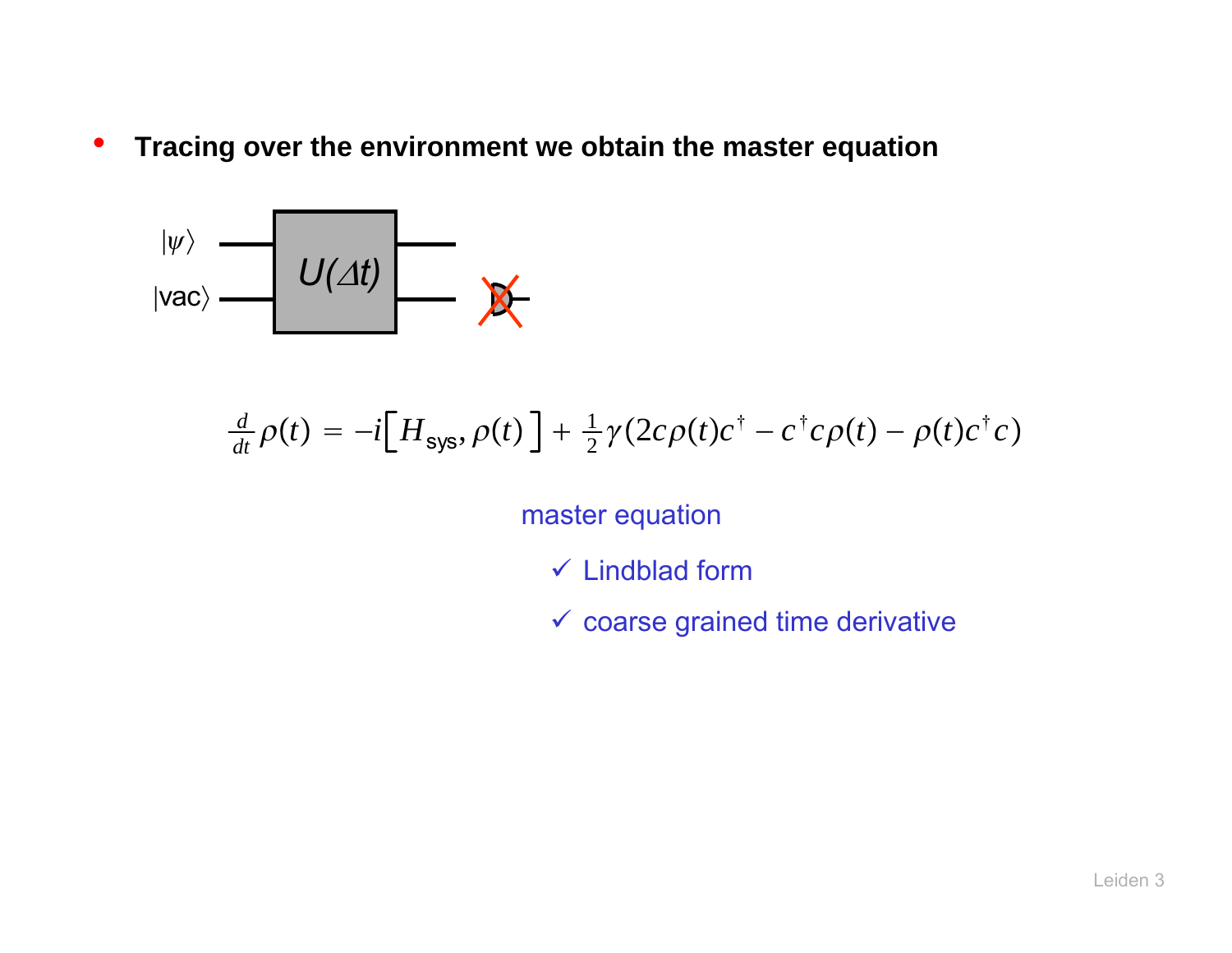- **Tracing over the environment we obtain the master equation**

$|\psi\rangle$

$|\text{vac}\rangle$

$U(\Delta t)$

$$\frac{d}{dt}\rho(t) = -i\left[H_{\text{sys}}, \rho(t)\right] + \frac{1}{2}\gamma\left(2c\rho(t)c^{\dagger} - c^{\dagger}c\rho(t) - \rho(t)c^{\dagger}c\right)$$

master equation

- ✓ Lindblad form
- ✓ coarse grained time derivative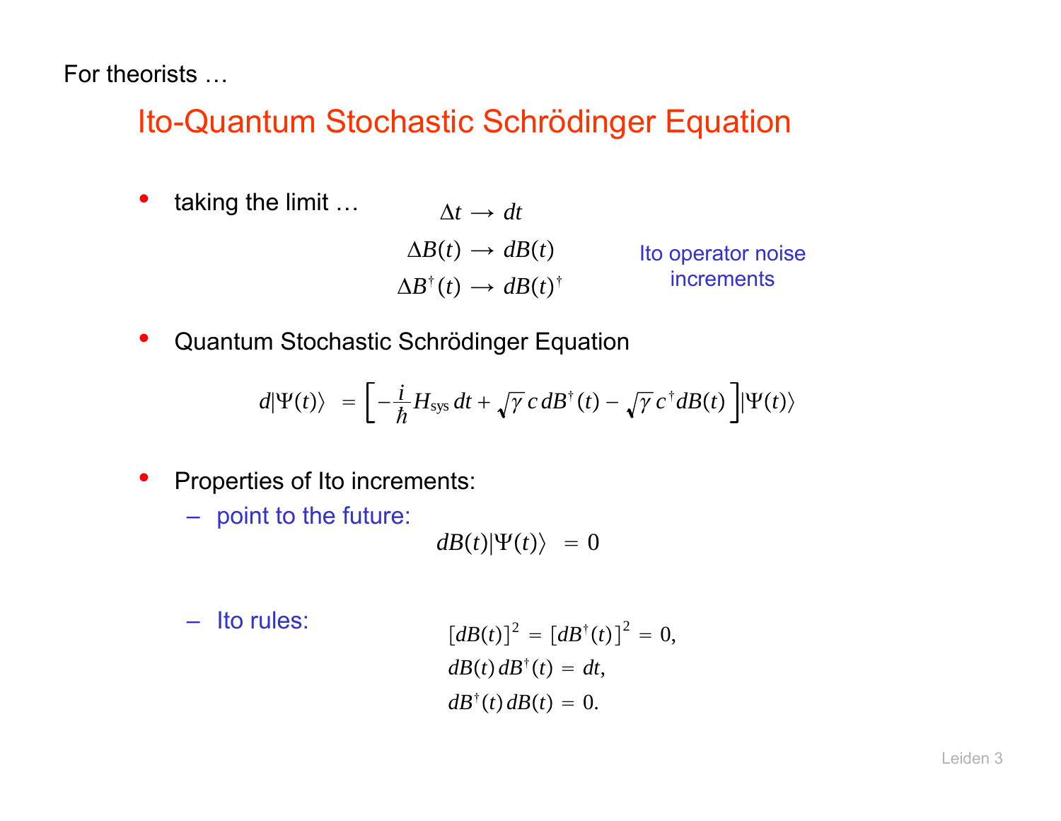For theorists …

# Ito-Quantum Stochastic Schrödinger Equation

- taking the limit …

$$\Delta t \longrightarrow dt$$

$$\Delta B(t) \longrightarrow dB(t)$$

$$\Delta B^{\dagger}(t) \longrightarrow dB(t)^{\dagger}$$

Ito operator noise increments

- Quantum Stochastic Schrödinger Equation

$$d|\Psi(t)\rangle = \left[ -\frac{i}{\hbar} H_{\text{sys}}\, dt + \sqrt{\gamma}\, c\, dB^{\dagger}(t) - \sqrt{\gamma}\, c^{\dagger} dB(t) \right] |\Psi(t)\rangle$$

- Properties of Ito increments:
  - point to the future:

$$dB(t)|\Psi(t)\rangle = 0$$

  - Ito rules:

$$[dB(t)]^2 = [dB^{\dagger}(t)]^2 = 0,$$

$$dB(t)\, dB^{\dagger}(t) = dt,$$

$$dB^{\dagger}(t)\, dB(t) = 0.$$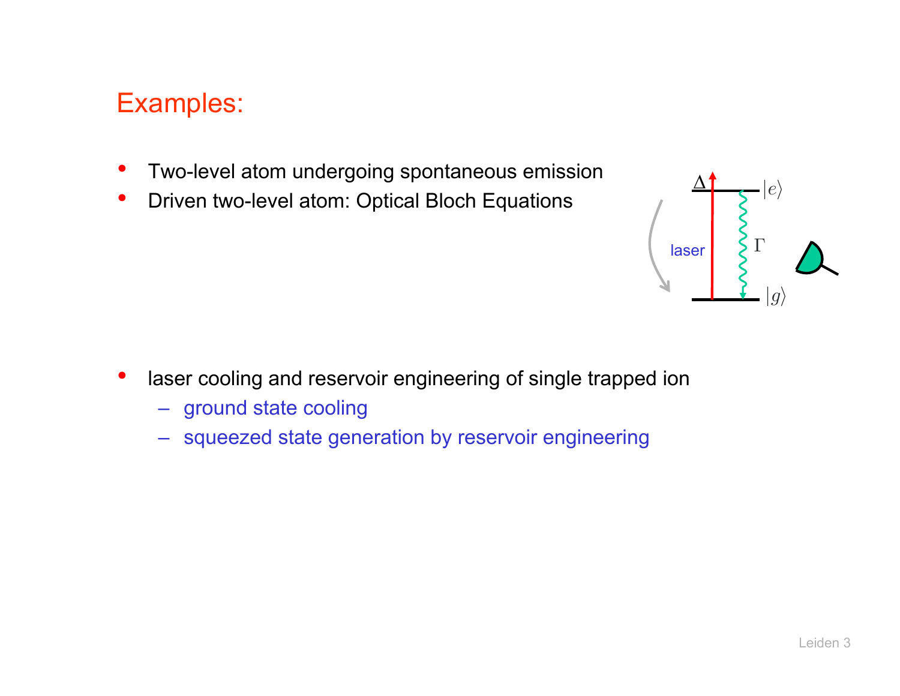# Examples:

- Two-level atom undergoing spontaneous emission
- Driven two-level atom: Optical Bloch Equations

- laser cooling and reservoir engineering of single trapped ion
  - ground state cooling
  - squeezed state generation by reservoir engineering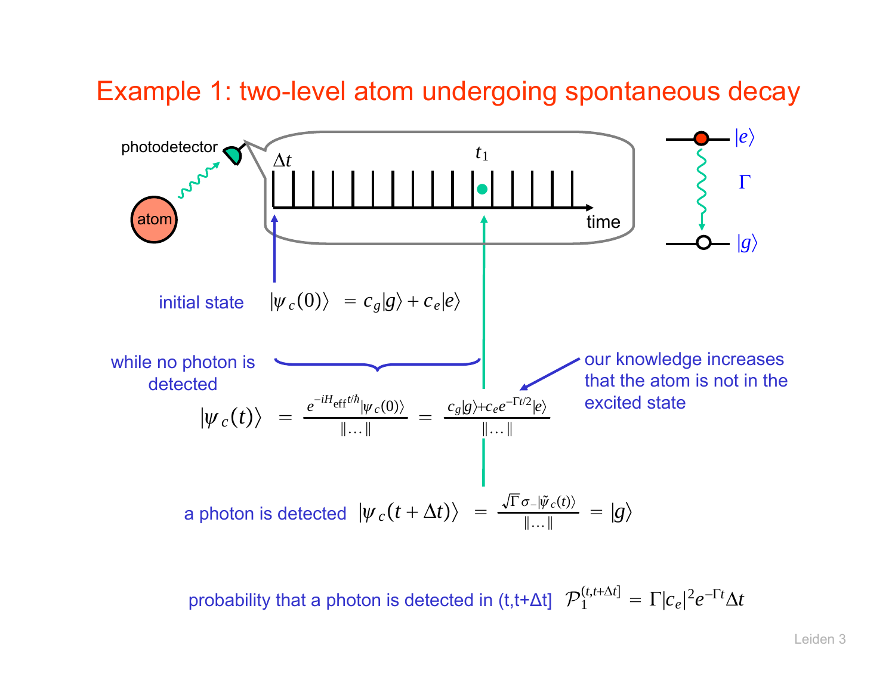# Example 1: two-level atom undergoing spontaneous decay

photodetector

atom

$\Delta t$ $\quad t_1$ $\quad$ time

$|e\rangle$ $\quad \Gamma \quad$ $|g\rangle$

initial state $\quad |\psi_c(0)\rangle = c_g|g\rangle + c_e|e\rangle$

while no photon is detected

$$|\psi_c(t)\rangle = \frac{e^{-iH_{\text{eff}}t/\hbar}|\psi_c(0)\rangle}{\|\ldots\|} = \frac{c_g|g\rangle + c_e e^{-\Gamma t/2}|e\rangle}{\|\ldots\|}$$

our knowledge increases that the atom is not in the excited state

a photon is detected $\quad |\psi_c(t+\Delta t)\rangle = \frac{\sqrt{\Gamma}\,\sigma_-|\tilde{\psi}_c(t)\rangle}{\|\ldots\|} = |g\rangle$

probability that a photon is detected in (t,t+Δt] $\quad \mathcal{P}_1^{(t,t+\Delta t]} = \Gamma|c_e|^2 e^{-\Gamma t}\Delta t$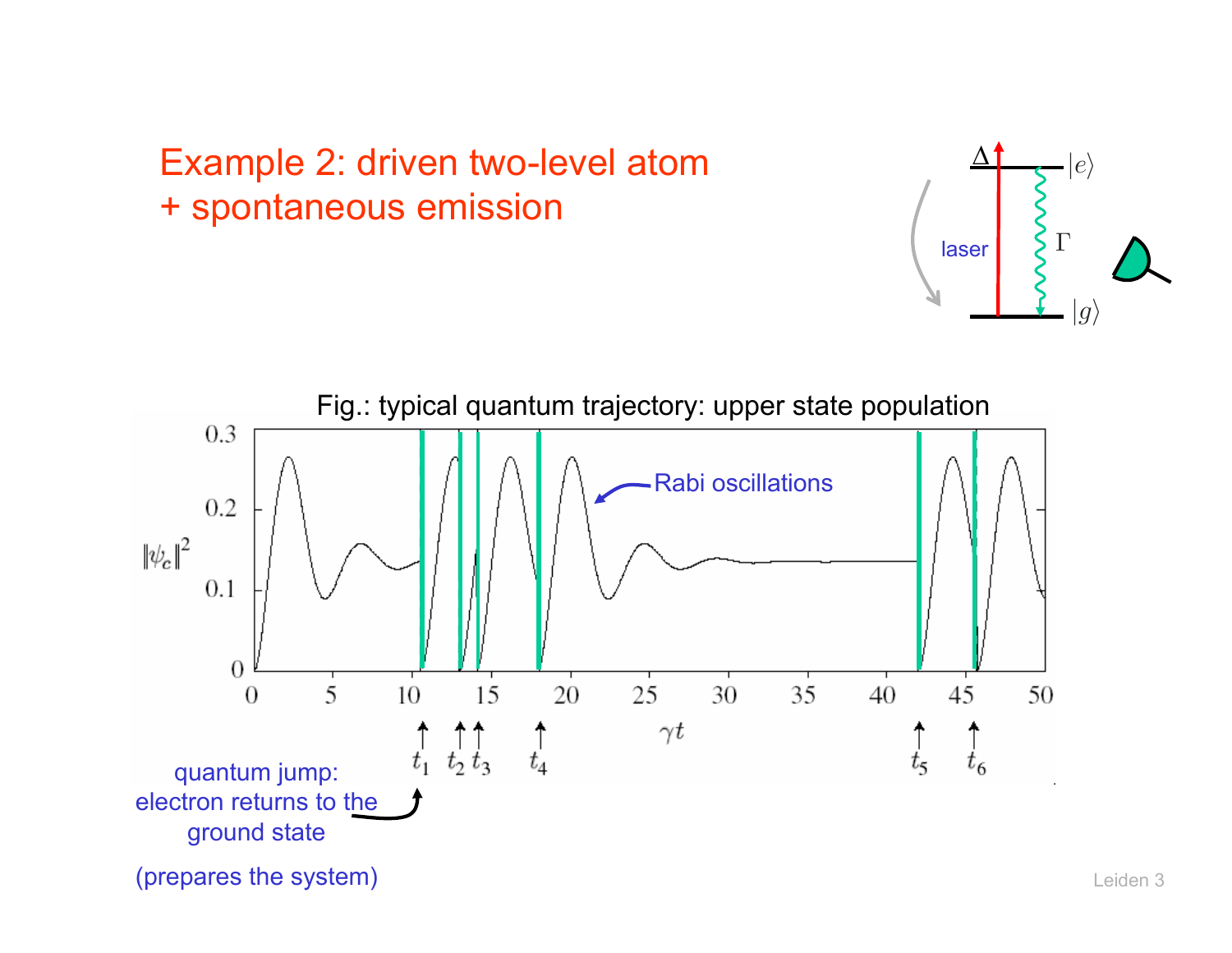# Example 2: driven two-level atom + spontaneous emission

$\Delta$ $|e\rangle$

laser $\Gamma$

$|g\rangle$

Fig.: typical quantum trajectory: upper state population

Rabi oscillations

$\|\psi_e\|^2$

$\gamma t$

$t_1$ $t_2$ $t_3$ $t_4$ $t_5$ $t_6$

quantum jump: electron returns to the ground state

(prepares the system)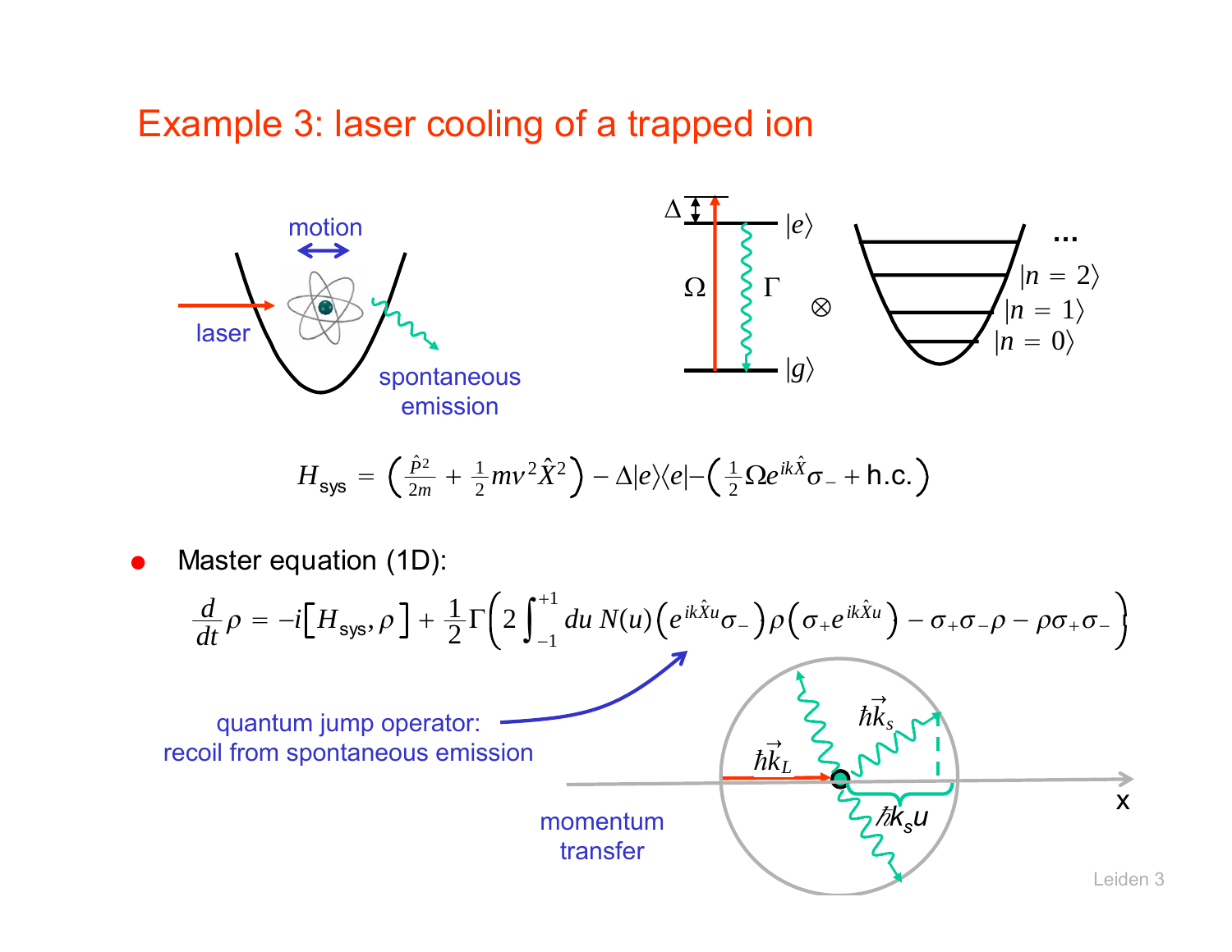# Example 3: laser cooling of a trapped ion

motion

laser

spontaneous emission

$$H_{\text{sys}} = \left( \frac{\hat{P}^2}{2m} + \frac{1}{2} m \nu^2 \hat{X}^2 \right) - \Delta |e\rangle\langle e| - \left( \frac{1}{2} \Omega e^{ik\hat{X}} \sigma_- + \text{h.c.} \right)$$

- Master equation (1D):

$$\frac{d}{dt}\rho = -i\left[ H_{\text{sys}}, \rho \right] + \frac{1}{2}\Gamma \left( 2 \int_{-1}^{+1} du\, N(u) \left( e^{ik\hat{X}u} \sigma_- \right) \rho \left( \sigma_+ e^{ik\hat{X}u} \right) - \sigma_+ \sigma_- \rho - \rho \sigma_+ \sigma_- \right)$$

quantum jump operator: recoil from spontaneous emission

momentum transfer

$\hbar \vec{k}_L$, $\hbar \vec{k}_s$, $\hbar k_s u$, x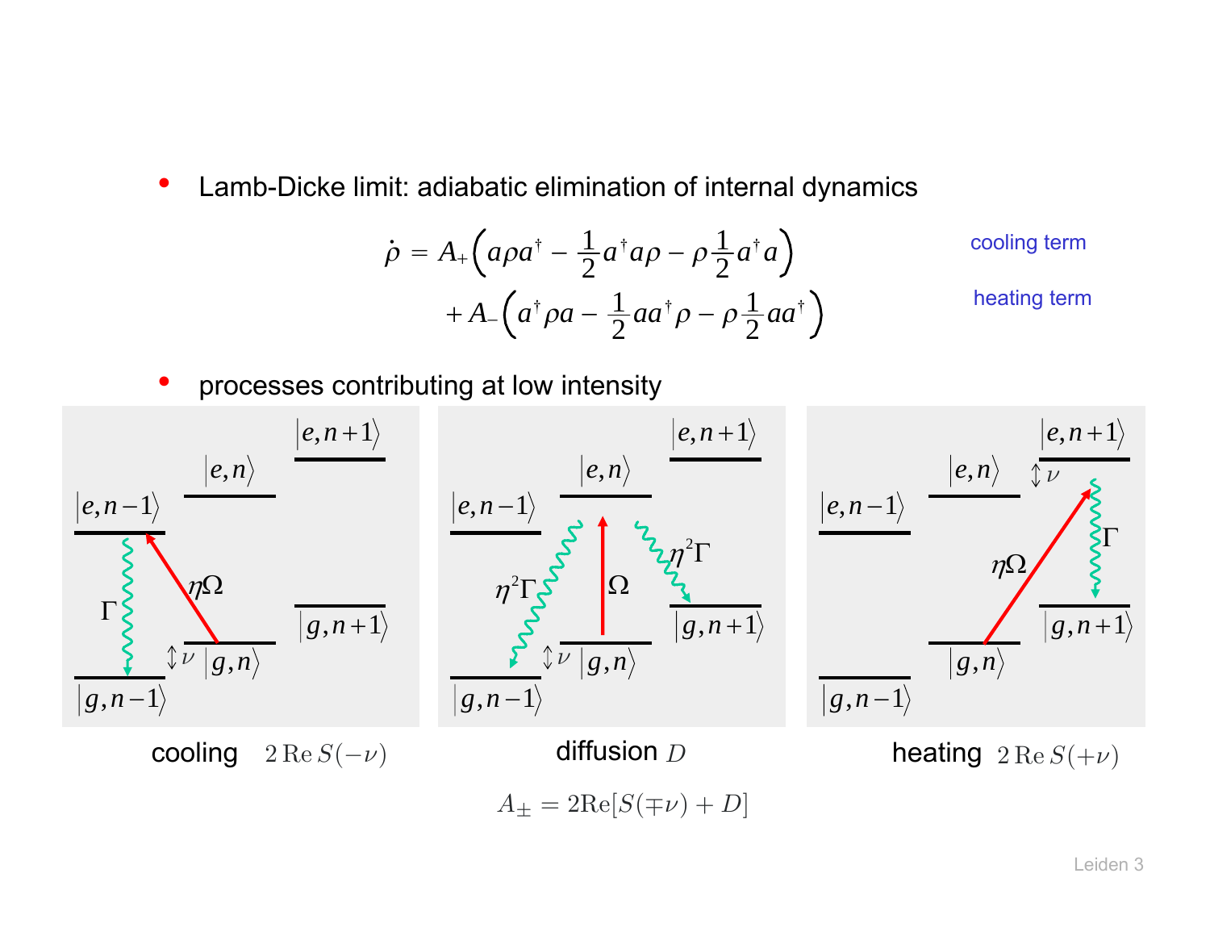- Lamb-Dicke limit: adiabatic elimination of internal dynamics

$$\dot{\rho} = A_+\left(a\rho a^\dagger - \frac{1}{2}a^\dagger a\rho - \rho\frac{1}{2}a^\dagger a\right) \quad \text{cooling term}$$

$$+ A_-\left(a^\dagger \rho a - \frac{1}{2}aa^\dagger \rho - \rho\frac{1}{2}aa^\dagger\right) \quad \text{heating term}$$

- processes contributing at low intensity

cooling $2\,\mathrm{Re}\,S(-\nu)$ — diffusion $D$ — heating $2\,\mathrm{Re}\,S(+\nu)$

$$A_\pm = 2\mathrm{Re}[S(\mp\nu) + D]$$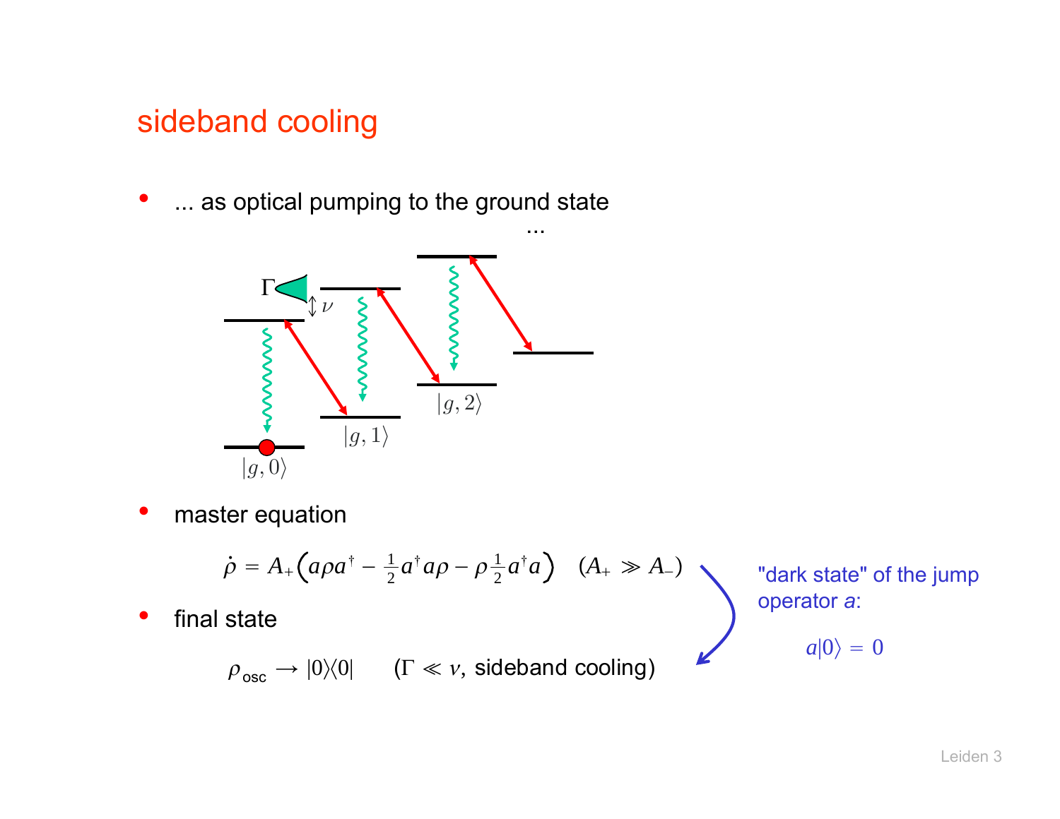# sideband cooling

- ... as optical pumping to the ground state

$\Gamma$ $\nu$

$|g,0\rangle$ $|g,1\rangle$ $|g,2\rangle$ ...

- master equation

$$\dot{\rho} = A_+\left(a\rho a^\dagger - \tfrac{1}{2}a^\dagger a\rho - \rho\tfrac{1}{2}a^\dagger a\right) \quad (A_+ \gg A_-)$$

- final state

$$\rho_{\text{osc}} \to |0\rangle\langle 0| \qquad (\Gamma \ll \nu, \text{ sideband cooling})$$

"dark state" of the jump operator $a$:

$$a|0\rangle = 0$$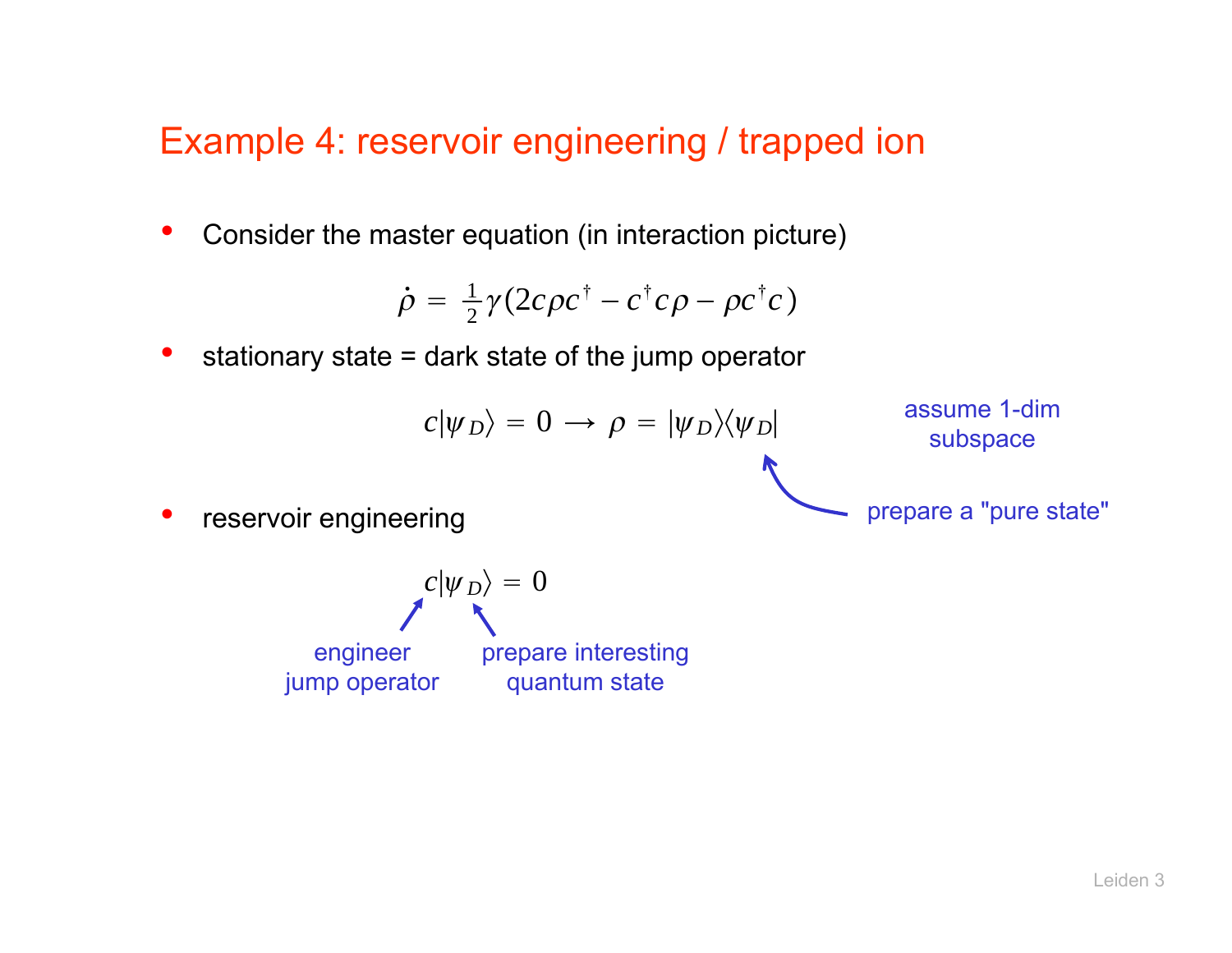# Example 4: reservoir engineering / trapped ion

- Consider the master equation (in interaction picture)

$$\dot{\rho} = \tfrac{1}{2}\gamma(2c\rho c^{\dagger} - c^{\dagger}c\rho - \rho c^{\dagger}c)$$

- stationary state = dark state of the jump operator

$$c|\psi_D\rangle = 0 \longrightarrow \rho = |\psi_D\rangle\langle\psi_D|$$

assume 1-dim subspace

prepare a "pure state"

- reservoir engineering

$$c|\psi_D\rangle = 0$$

engineer jump operator

prepare interesting quantum state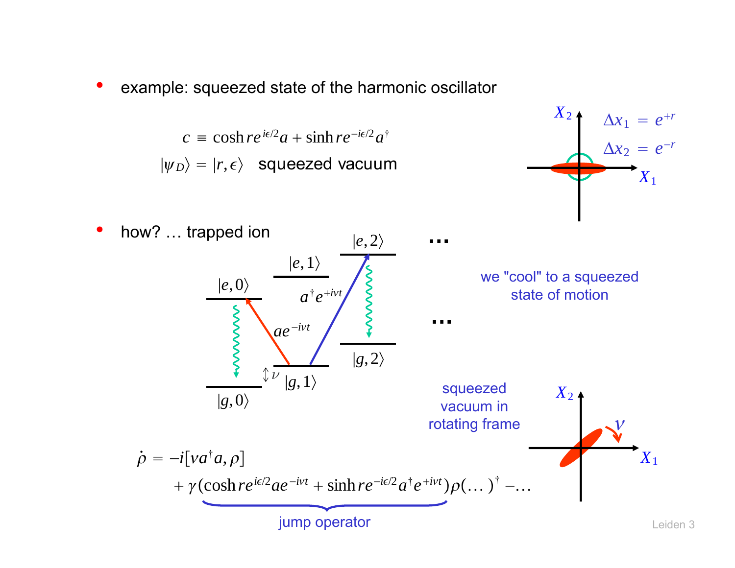- example: squeezed state of the harmonic oscillator

$$c \equiv \cosh r e^{i\epsilon/2} a + \sinh r e^{-i\epsilon/2} a^\dagger$$

$$|\psi_D\rangle = |r, \epsilon\rangle \quad \text{squeezed vacuum}$$

$X_2$, $X_1$

$\Delta x_1 = e^{+r}$

$\Delta x_2 = e^{-r}$

- how? … trapped ion

$|e,0\rangle$, $|e,1\rangle$, $|e,2\rangle$ …

$|g,0\rangle$, $|g,1\rangle$, $|g,2\rangle$ …

$a e^{-i\nu t}$, $a^\dagger e^{+i\nu t}$, $\nu$

we "cool" to a squeezed state of motion

squeezed vacuum in rotating frame

$X_2$, $X_1$, $\nu$

$$\dot{\rho} = -i[\nu a^\dagger a, \rho] + \gamma \underbrace{(\cosh r e^{i\epsilon/2} a e^{-i\nu t} + \sinh r e^{-i\epsilon/2} a^\dagger e^{+i\nu t})}_{\text{jump operator}} \rho (\dots)^\dagger - \dots$$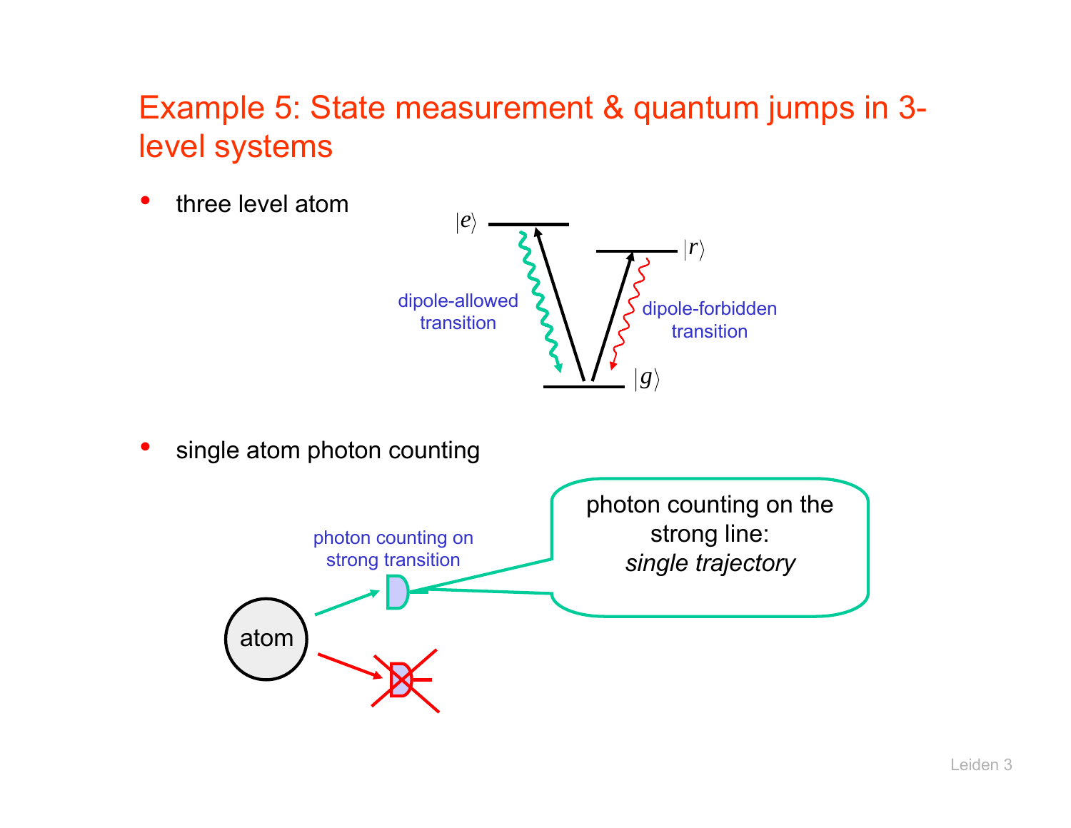# Example 5: State measurement & quantum jumps in 3-level systems

- three level atom

$|e\rangle$ $|r\rangle$ $|g\rangle$

dipole-allowed transition

dipole-forbidden transition

- single atom photon counting

atom

photon counting on strong transition

photon counting on the strong line: *single trajectory*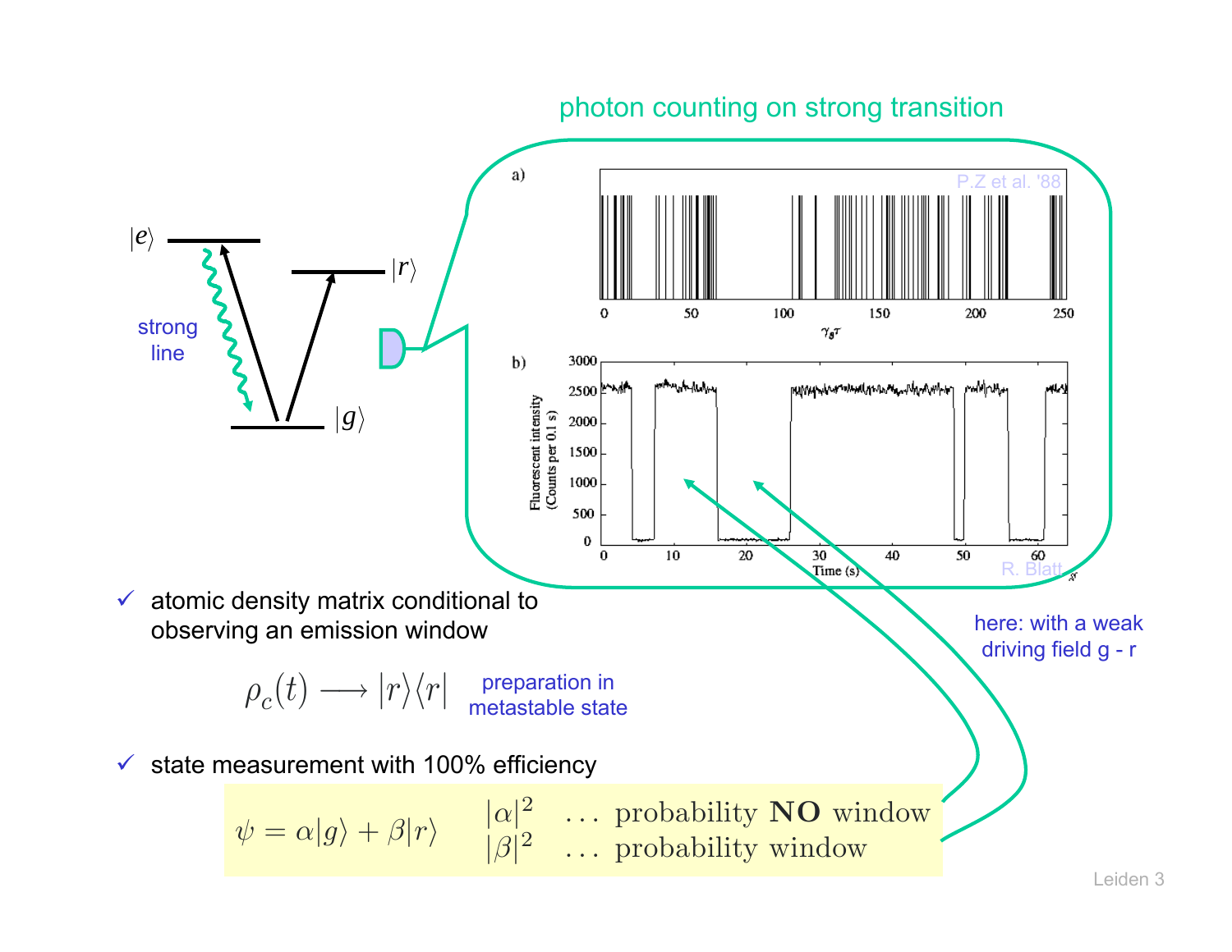photon counting on strong transition

$|e\rangle$ $|r\rangle$ $|g\rangle$

strong line

a) P.Z et al. '88

$\gamma_g \tau$

b) Fluorescent intensity (Counts per 0.1 s)

Time (s)

R. Blatt

here: with a weak driving field g - r

- ✓ atomic density matrix conditional to observing an emission window

$$\rho_c(t) \longrightarrow |r\rangle\langle r|$$

preparation in metastable state

- ✓ state measurement with 100% efficiency

$$\psi = \alpha|g\rangle + \beta|r\rangle \qquad \begin{array}{ll} |\alpha|^2 & \ldots \text{ probability } \textbf{NO} \text{ window} \\ |\beta|^2 & \ldots \text{ probability window} \end{array}$$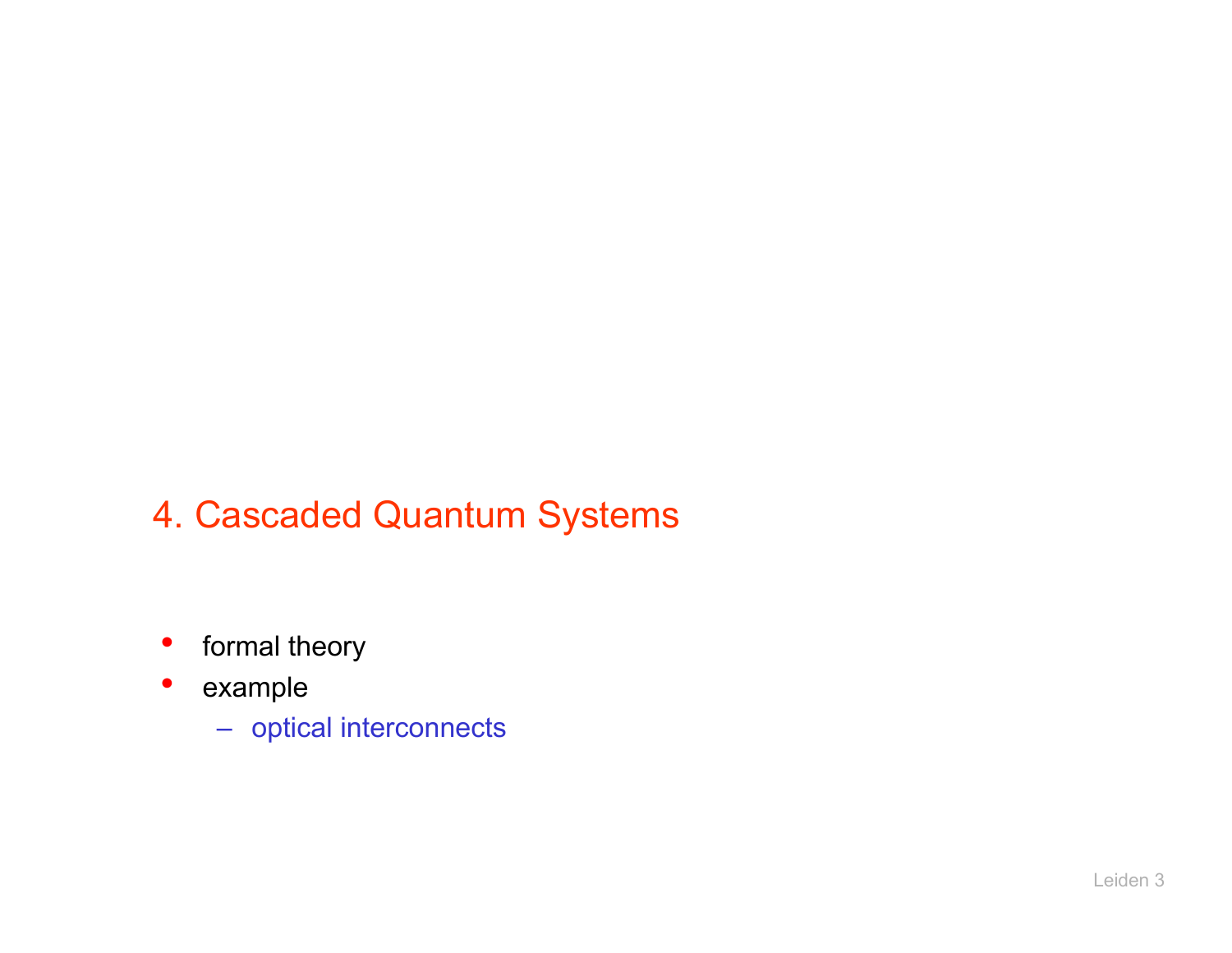# 4. Cascaded Quantum Systems

- formal theory
- example
  - optical interconnects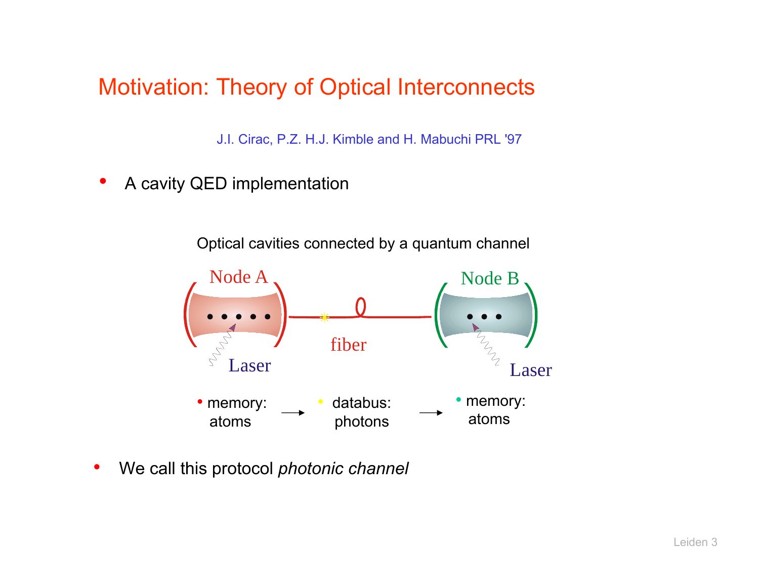# Motivation: Theory of Optical Interconnects

J.I. Cirac, P.Z. H.J. Kimble and H. Mabuchi PRL '97

- A cavity QED implementation

Optical cavities connected by a quantum channel

Node A — fiber — Node B

Laser — Laser

- memory: atoms → • databus: photons → • memory: atoms

- We call this protocol *photonic channel*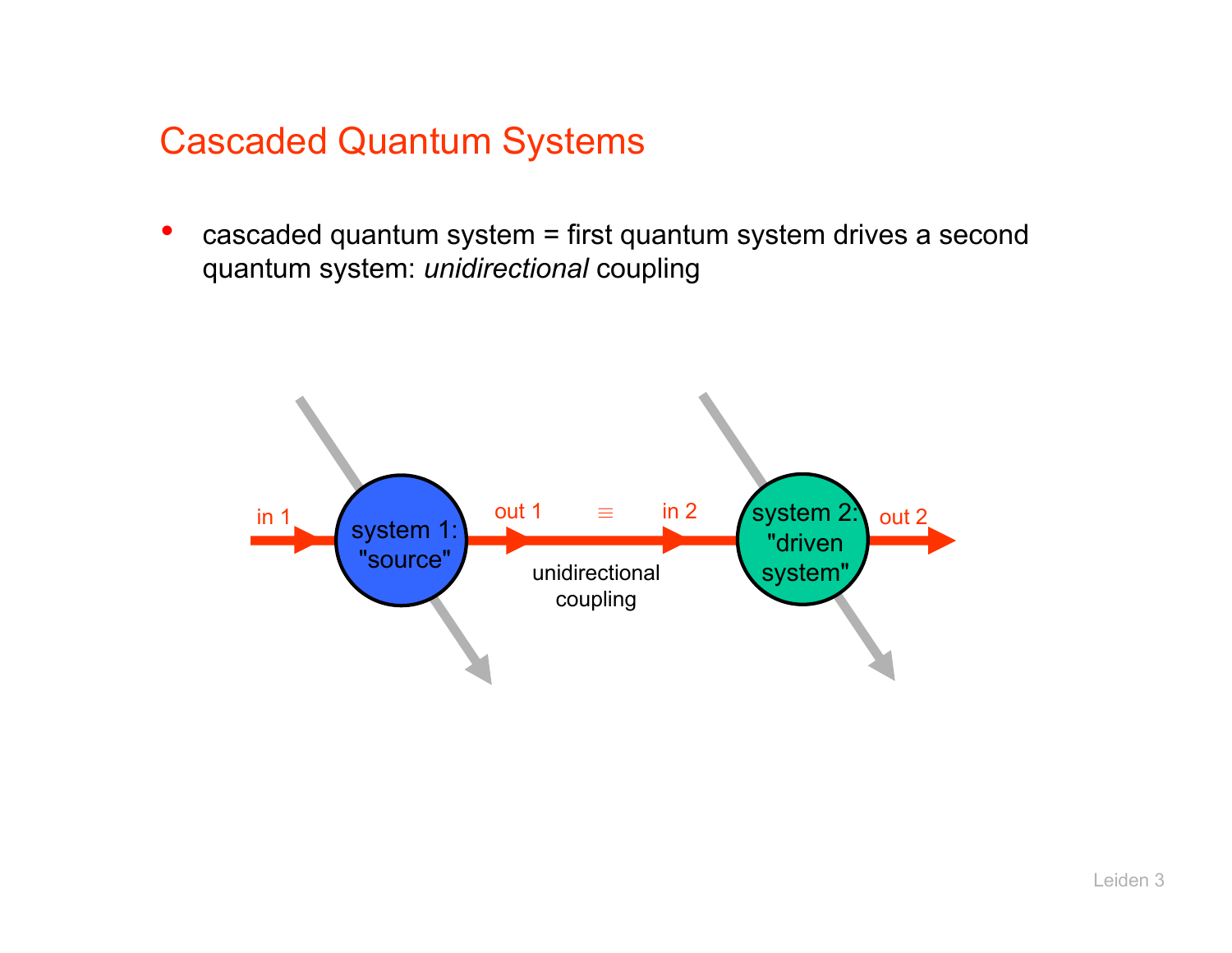# Cascaded Quantum Systems

- cascaded quantum system = first quantum system drives a second quantum system: *unidirectional* coupling

in 1 | system 1: "source" | out 1 ≡ in 2 | system 2: "driven system" | out 2

unidirectional coupling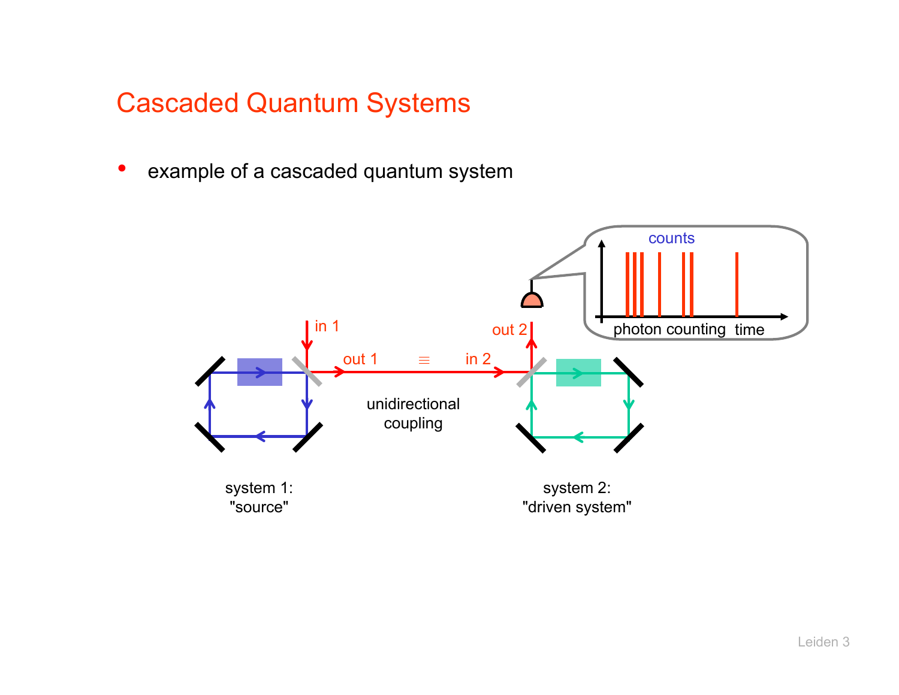# Cascaded Quantum Systems

- example of a cascaded quantum system

in 1

out 1 ≡ in 2

out 2

unidirectional coupling

counts

photon counting time

system 1: "source"

system 2: "driven system"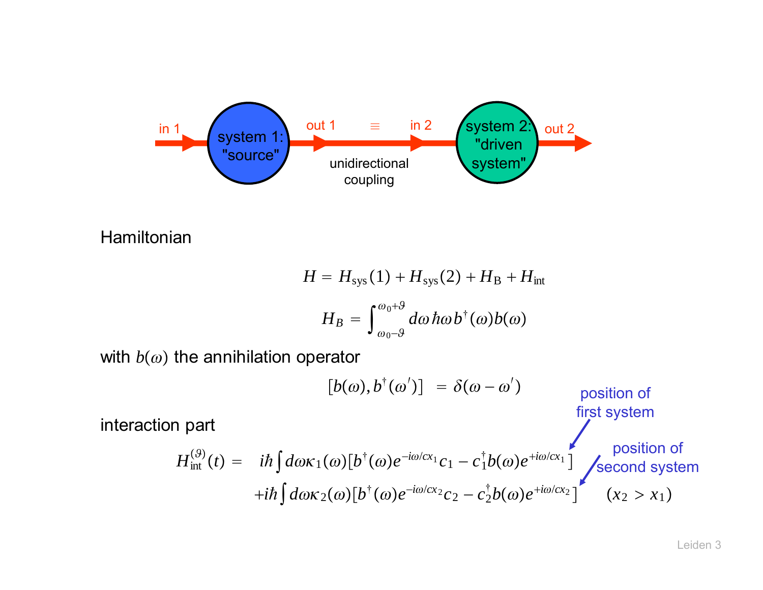in 1 → system 1: "source" → out 1 $\equiv$ in 2 → system 2: "driven system" → out 2

unidirectional coupling

Hamiltonian

$$H = H_{\text{sys}}(1) + H_{\text{sys}}(2) + H_{\text{B}} + H_{\text{int}}$$

$$H_B = \int_{\omega_0 - \vartheta}^{\omega_0 + \vartheta} d\omega \, \hbar\omega \, b^\dagger(\omega) b(\omega)$$

with $b(\omega)$ the annihilation operator

$$[b(\omega), b^\dagger(\omega')] = \delta(\omega - \omega')$$

interaction part

$$\begin{aligned} H_{\text{int}}^{(\vartheta)}(t) = \; & i\hbar \int d\omega \kappa_1(\omega) [b^\dagger(\omega) e^{-i\omega/c x_1} c_1 - c_1^\dagger b(\omega) e^{+i\omega/c x_1}] \\ & + i\hbar \int d\omega \kappa_2(\omega) [b^\dagger(\omega) e^{-i\omega/c x_2} c_2 - c_2^\dagger b(\omega) e^{+i\omega/c x_2}] \qquad (x_2 > x_1) \end{aligned}$$

position of first system ($x_1$)

position of second system ($x_2$)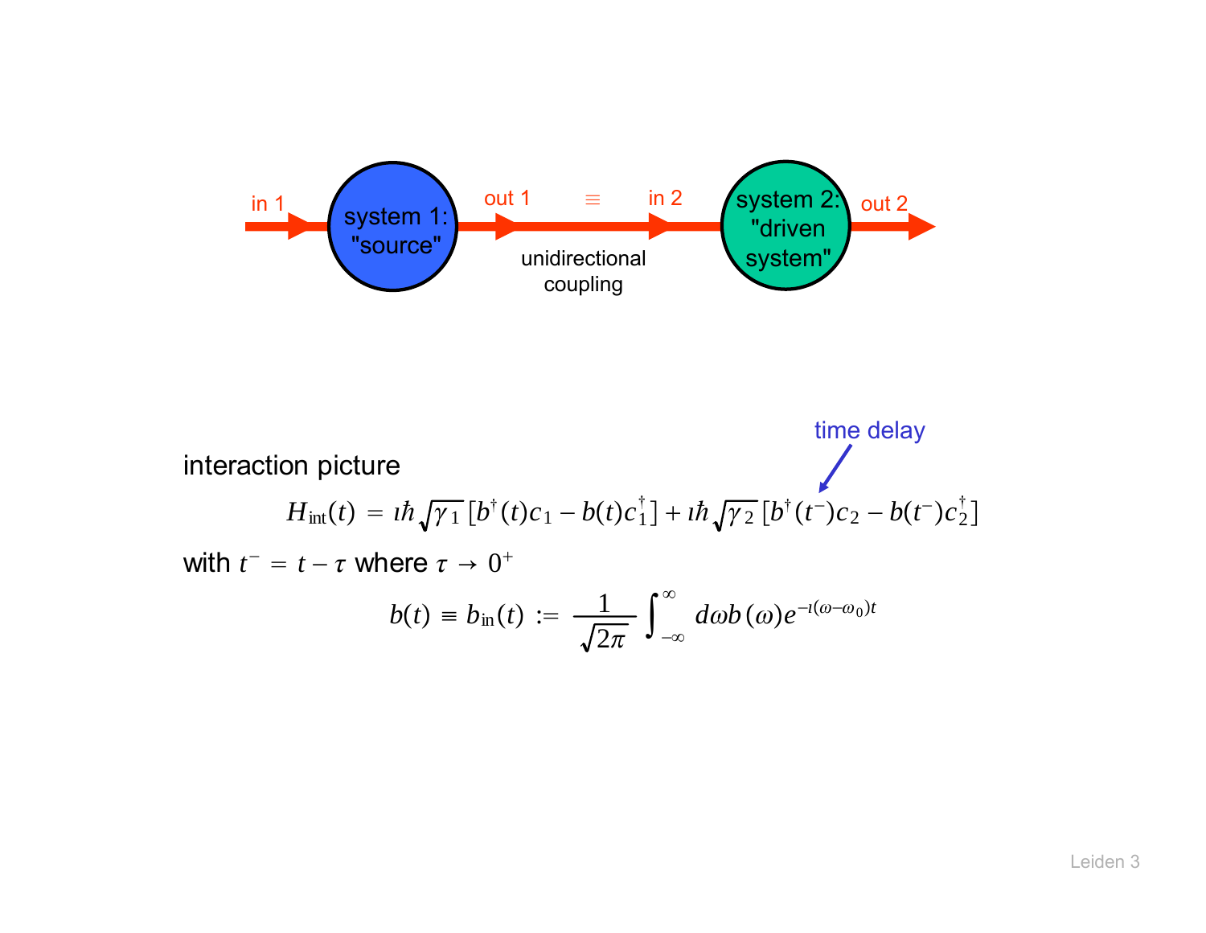in 1 → system 1: "source" → out 1 ≡ in 2 → system 2: "driven system" → out 2

unidirectional coupling

interaction picture

time delay

$$H_{\rm int}(t) = \imath\hbar\sqrt{\gamma_1}\,[b^\dagger(t)c_1 - b(t)c_1^\dagger] + \imath\hbar\sqrt{\gamma_2}\,[b^\dagger(t^-)c_2 - b(t^-)c_2^\dagger]$$

with $t^- = t - \tau$ where $\tau \to 0^+$

$$b(t) \equiv b_{\rm in}(t) := \frac{1}{\sqrt{2\pi}}\int_{-\infty}^{\infty} d\omega b(\omega)e^{-\imath(\omega-\omega_0)t}$$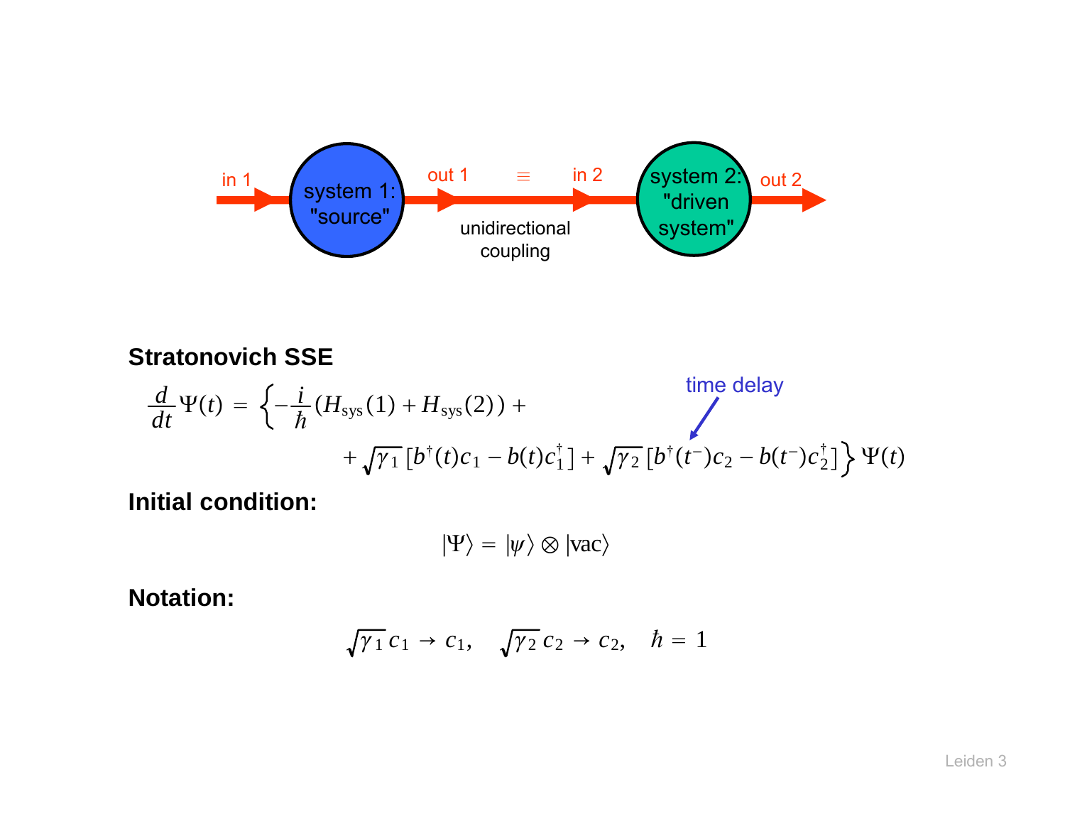in 1 → system 1: "source" → out 1 ≡ in 2 → system 2: "driven system" → out 2

unidirectional coupling

**Stratonovich SSE**

time delay

$$\frac{d}{dt}\Psi(t) = \Big\{-\frac{i}{\hbar}(H_{\rm sys}(1) + H_{\rm sys}(2)) + \\ + \sqrt{\gamma_1}\,[b^\dagger(t)c_1 - b(t)c_1^\dagger] + \sqrt{\gamma_2}\,[b^\dagger(t^-)c_2 - b(t^-)c_2^\dagger]\Big\}\,\Psi(t)$$

**Initial condition:**

$$|\Psi\rangle = |\psi\rangle \otimes |\mathrm{vac}\rangle$$

**Notation:**

$$\sqrt{\gamma_1}\,c_1 \to c_1, \quad \sqrt{\gamma_2}\,c_2 \to c_2, \quad \hbar = 1$$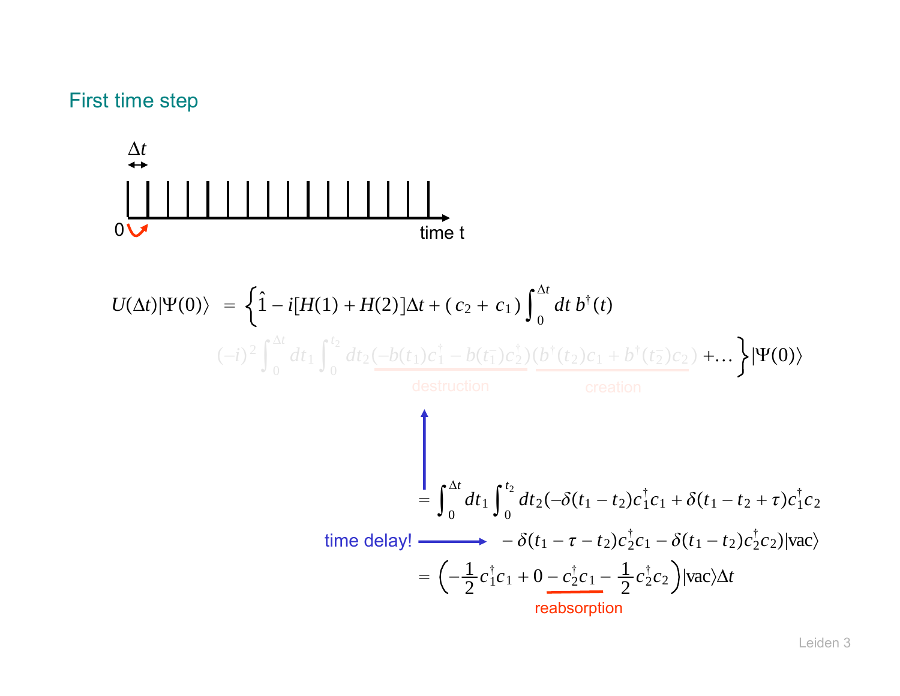## First time step

$\Delta t$

0 — time t

$$U(\Delta t)|\Psi(0)\rangle = \Big\{\hat{1} - i[H(1)+H(2)]\Delta t + (c_2 + c_1)\int_0^{\Delta t} dt\, b^\dagger(t)$$

$$(-i)^2 \int_0^{\Delta t} dt_1 \int_0^{t_2} dt_2 \underbrace{(-b(t_1)c_1^\dagger - b(t_1^-)c_2^\dagger)}_{\text{destruction}} \underbrace{(b^\dagger(t_2)c_1 + b^\dagger(t_2^-)c_2)}_{\text{creation}} + \ldots \Big\}|\Psi(0)\rangle$$

$$= \int_0^{\Delta t} dt_1 \int_0^{t_2} dt_2 (-\delta(t_1 - t_2)c_1^\dagger c_1 + \delta(t_1 - t_2 + \tau)c_1^\dagger c_2$$

time delay! →

$$- \delta(t_1 - \tau - t_2)c_2^\dagger c_1 - \delta(t_1 - t_2)c_2^\dagger c_2)|\text{vac}\rangle$$

$$= \left(-\frac{1}{2}c_1^\dagger c_1 + 0 \underbrace{- c_2^\dagger c_1}_{\text{reabsorption}} - \frac{1}{2}c_2^\dagger c_2\right)|\text{vac}\rangle \Delta t$$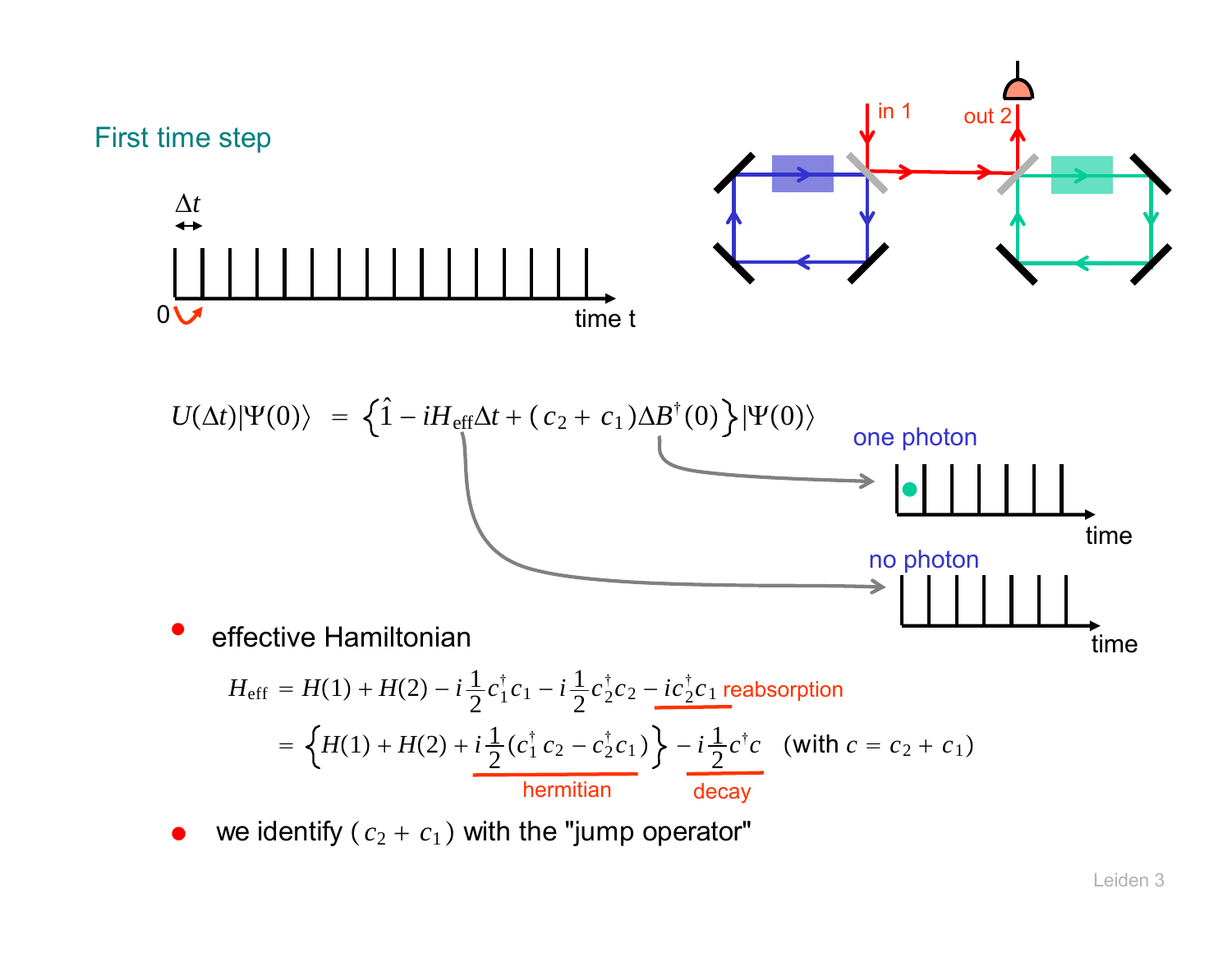## First time step

$$U(\Delta t)|\Psi(0)\rangle = \left\{ \hat{1} - iH_{\text{eff}}\Delta t + (c_2 + c_1)\Delta B^\dagger(0) \right\} |\Psi(0)\rangle$$

one photon

no photon

- effective Hamiltonian

$$H_{\text{eff}} = H(1) + H(2) - i\frac{1}{2}c_1^\dagger c_1 - i\frac{1}{2}c_2^\dagger c_2 - ic_2^\dagger c_1 \quad \text{reabsorption}$$

$$= \left\{ H(1) + H(2) + i\frac{1}{2}(c_1^\dagger c_2 - c_2^\dagger c_1) \right\} - i\frac{1}{2}c^\dagger c \quad (\text{with } c = c_2 + c_1)$$

hermitian — decay

- we identify $(c_2 + c_1)$ with the "jump operator"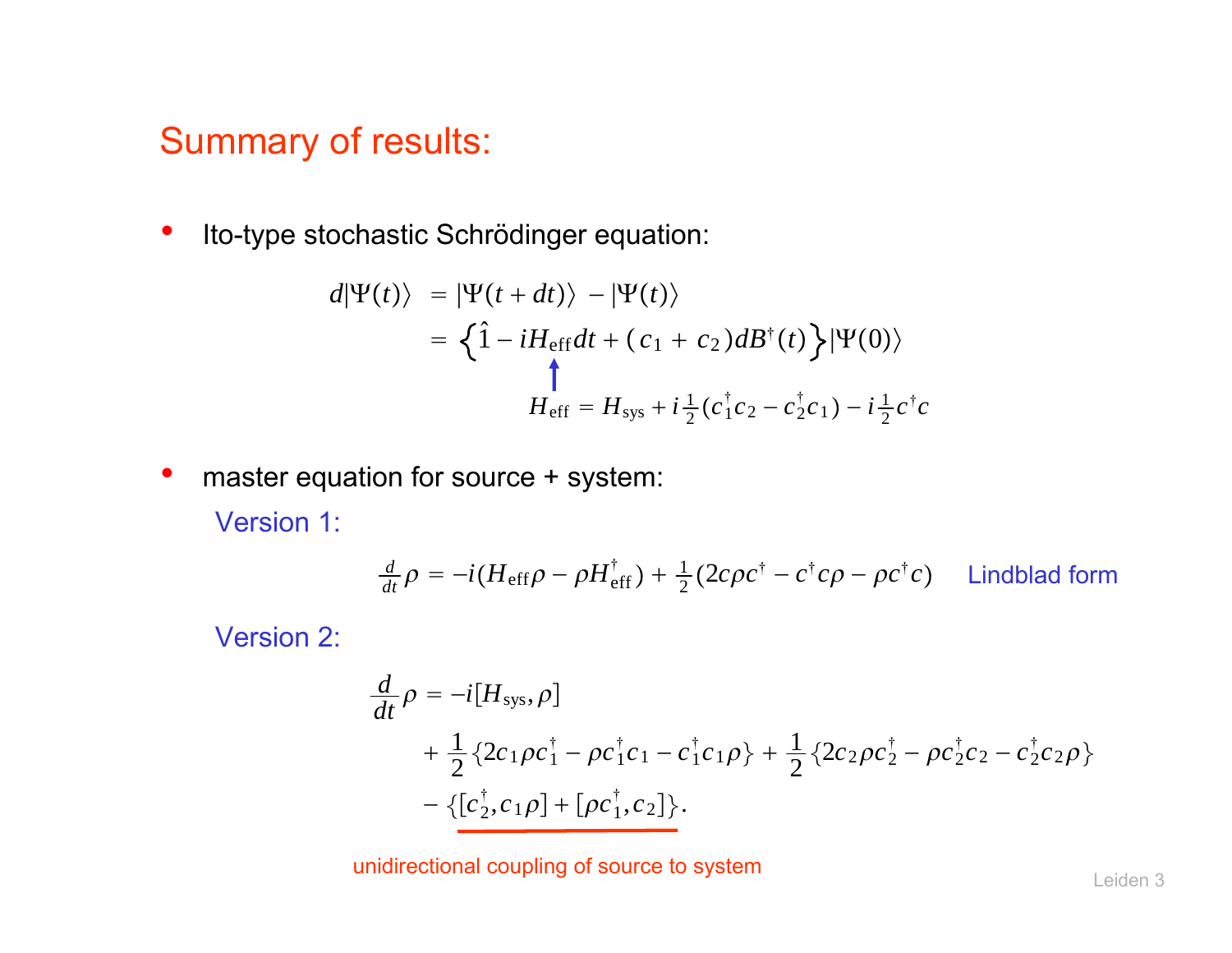# Summary of results:

- Ito-type stochastic Schrödinger equation:

$$
\begin{aligned}
d|\Psi(t)\rangle &= |\Psi(t+dt)\rangle - |\Psi(t)\rangle \\
&= \left\{\hat{1} - iH_{\text{eff}}dt + (c_1 + c_2)dB^{\dagger}(t)\right\}|\Psi(0)\rangle
\end{aligned}
$$

$$
H_{\text{eff}} = H_{\text{sys}} + i\tfrac{1}{2}(c_1^{\dagger}c_2 - c_2^{\dagger}c_1) - i\tfrac{1}{2}c^{\dagger}c
$$

- master equation for source + system:

Version 1:

$$
\tfrac{d}{dt}\rho = -i(H_{\text{eff}}\rho - \rho H_{\text{eff}}^{\dagger}) + \tfrac{1}{2}(2c\rho c^{\dagger} - c^{\dagger}c\rho - \rho c^{\dagger}c)
$$

Lindblad form

Version 2:

$$
\begin{aligned}
\frac{d}{dt}\rho &= -i[H_{\text{sys}}, \rho] \\
&\quad + \frac{1}{2}\{2c_1\rho c_1^{\dagger} - \rho c_1^{\dagger}c_1 - c_1^{\dagger}c_1\rho\} + \frac{1}{2}\{2c_2\rho c_2^{\dagger} - \rho c_2^{\dagger}c_2 - c_2^{\dagger}c_2\rho\} \\
&\quad - \{[c_2^{\dagger}, c_1\rho] + [\rho c_1^{\dagger}, c_2]\}.
\end{aligned}
$$

unidirectional coupling of source to system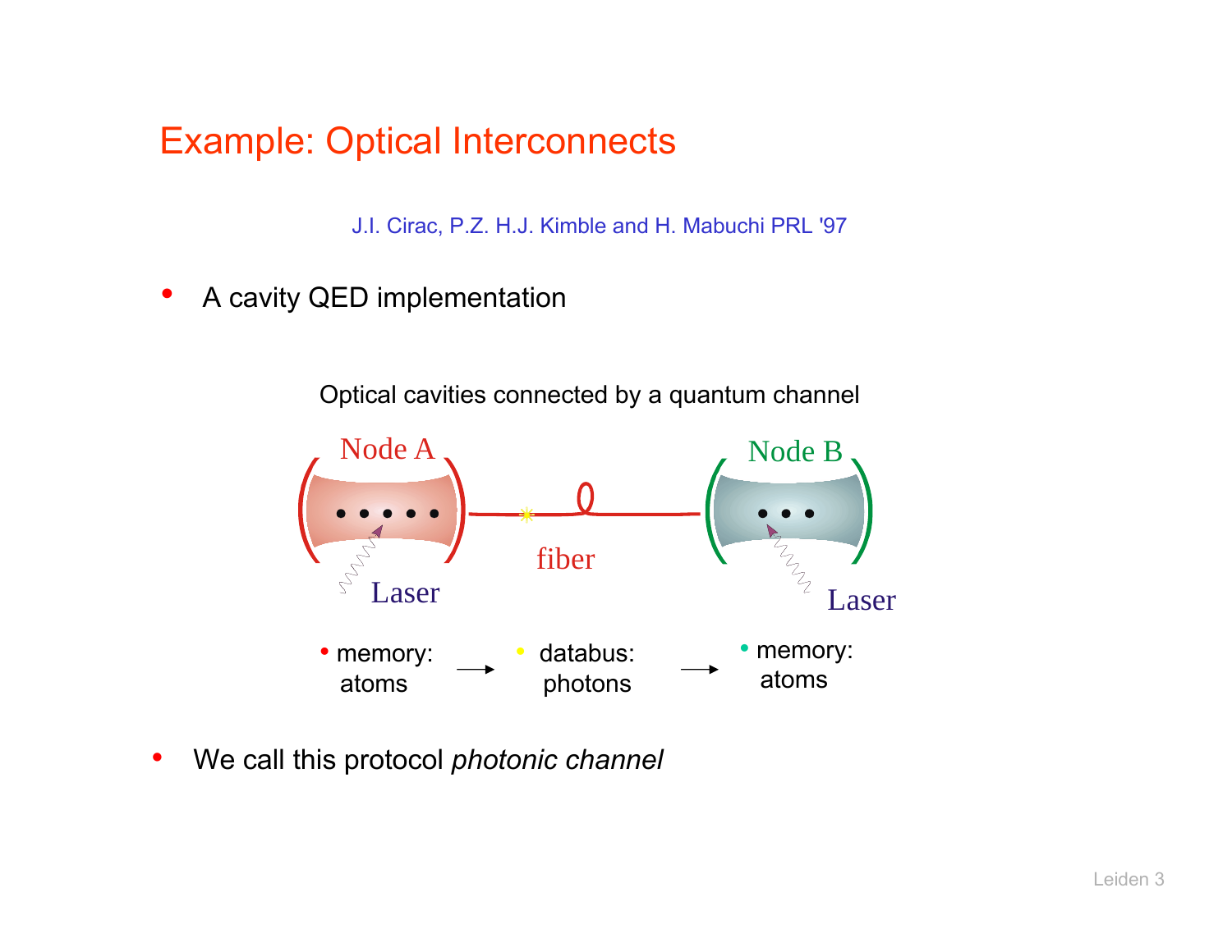# Example: Optical Interconnects

J.I. Cirac, P.Z. H.J. Kimble and H. Mabuchi PRL '97

- A cavity QED implementation

Optical cavities connected by a quantum channel

Node A — fiber — Node B

Laser &nbsp;&nbsp;&nbsp;&nbsp;&nbsp;&nbsp;&nbsp;&nbsp; Laser

- memory: atoms → • databus: photons → • memory: atoms

- We call this protocol *photonic channel*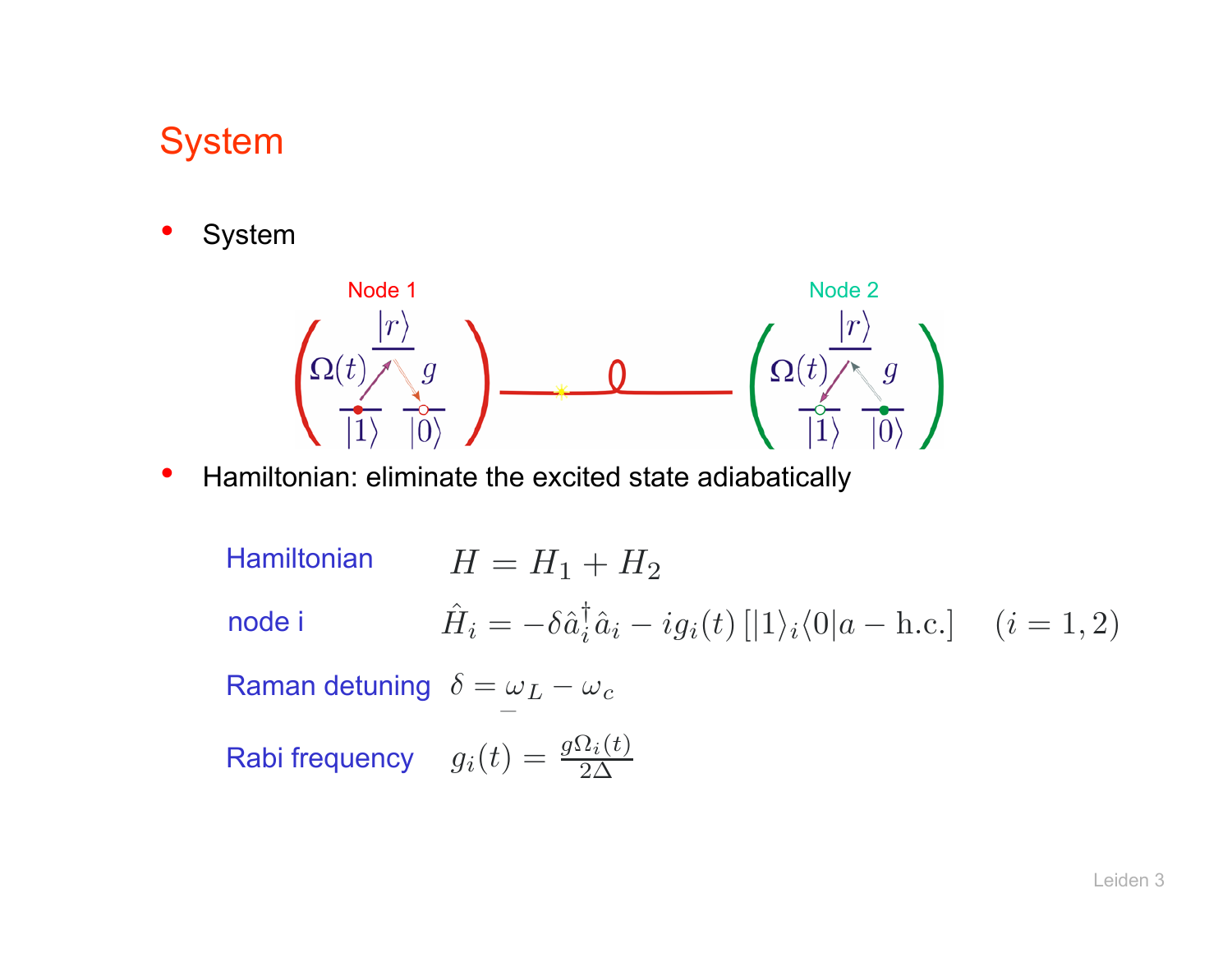## System

- System

Node 1 Node 2

- Hamiltonian: eliminate the excited state adiabatically

Hamiltonian $H = H_1 + H_2$

node i $\hat{H}_i = -\delta \hat{a}_i^\dagger \hat{a}_i - i g_i(t) \left[ |1\rangle_i \langle 0| a - \text{h.c.} \right] \quad (i = 1, 2)$

Raman detuning $\delta = \omega_L - \omega_c$

Rabi frequency $g_i(t) = \frac{g \Omega_i(t)}{2\Delta}$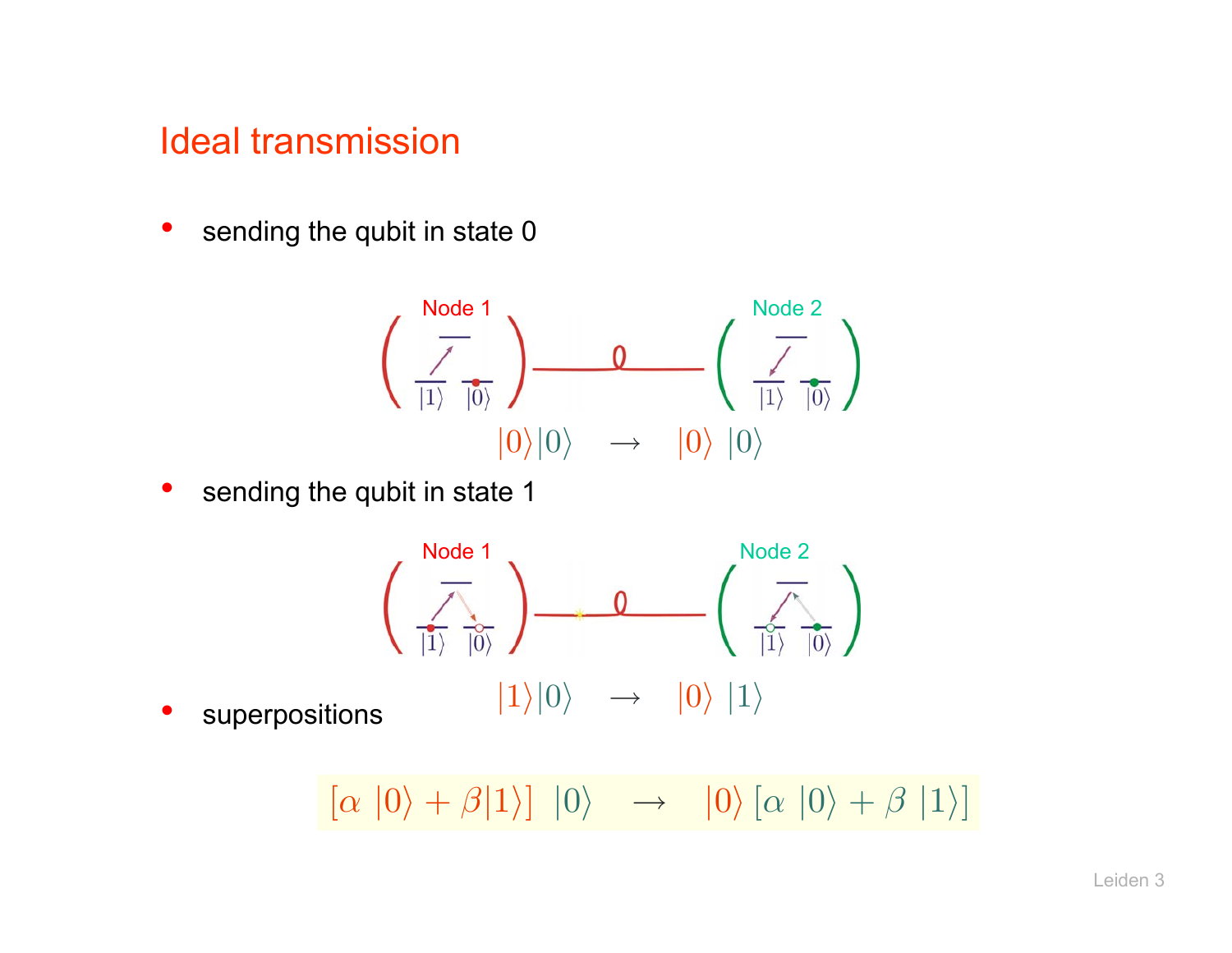# Ideal transmission

- sending the qubit in state 0

Node 1 — Node 2

$$|0\rangle|0\rangle \quad \rightarrow \quad |0\rangle\ |0\rangle$$

- sending the qubit in state 1

Node 1 — Node 2

$$|1\rangle|0\rangle \quad \rightarrow \quad |0\rangle\ |1\rangle$$

- superpositions

$$[\alpha\ |0\rangle + \beta|1\rangle]\ \ |0\rangle \quad \rightarrow \quad |0\rangle\ [\alpha\ |0\rangle + \beta\ |1\rangle]$$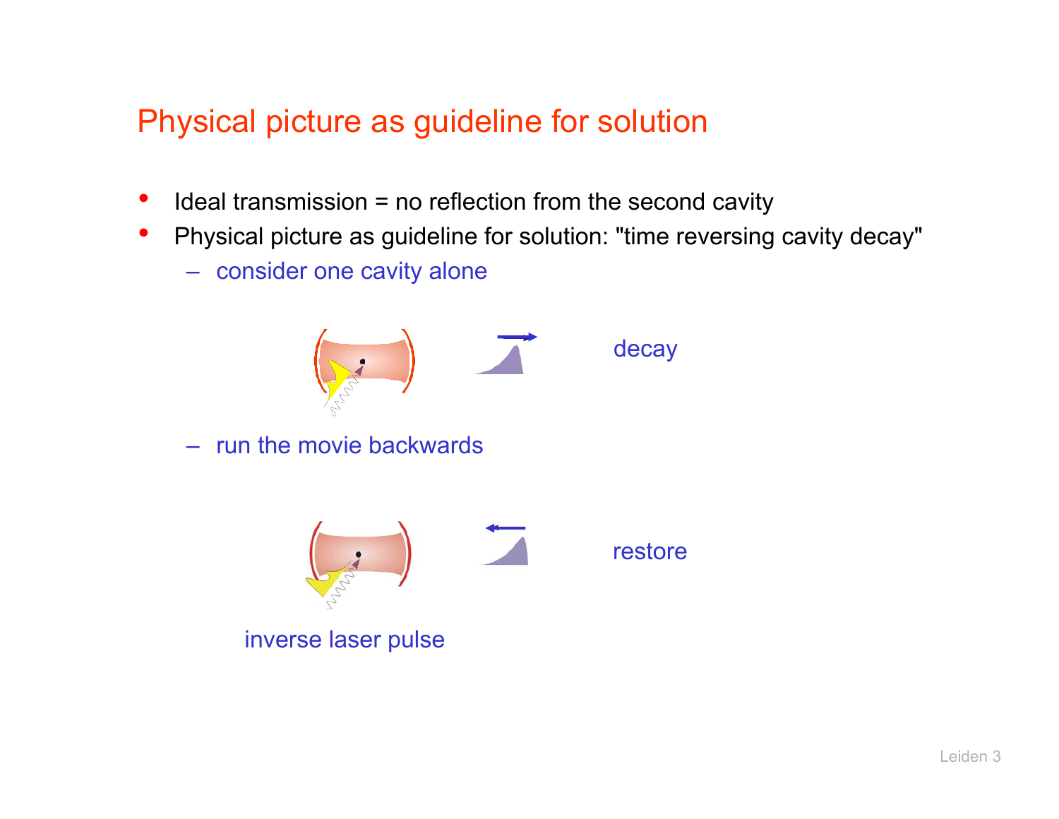# Physical picture as guideline for solution

- Ideal transmission = no reflection from the second cavity
- Physical picture as guideline for solution: "time reversing cavity decay"
  - consider one cavity alone

decay

  - run the movie backwards

restore

inverse laser pulse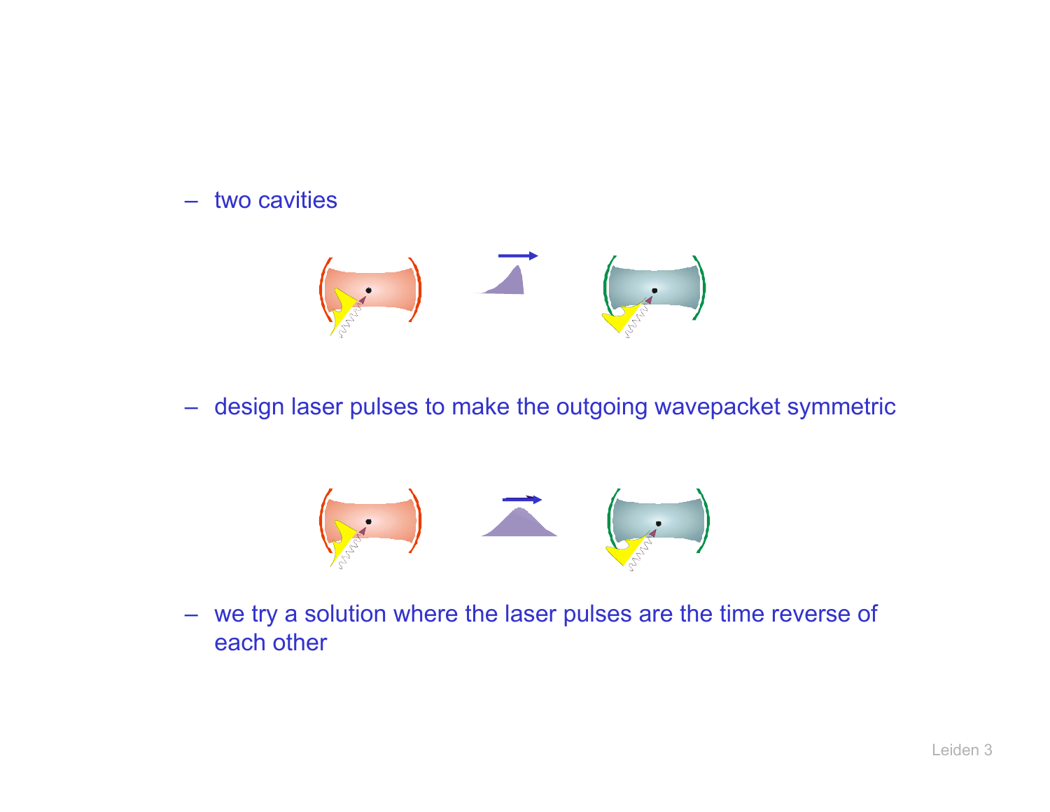- two cavities
- design laser pulses to make the outgoing wavepacket symmetric
- we try a solution where the laser pulses are the time reverse of each other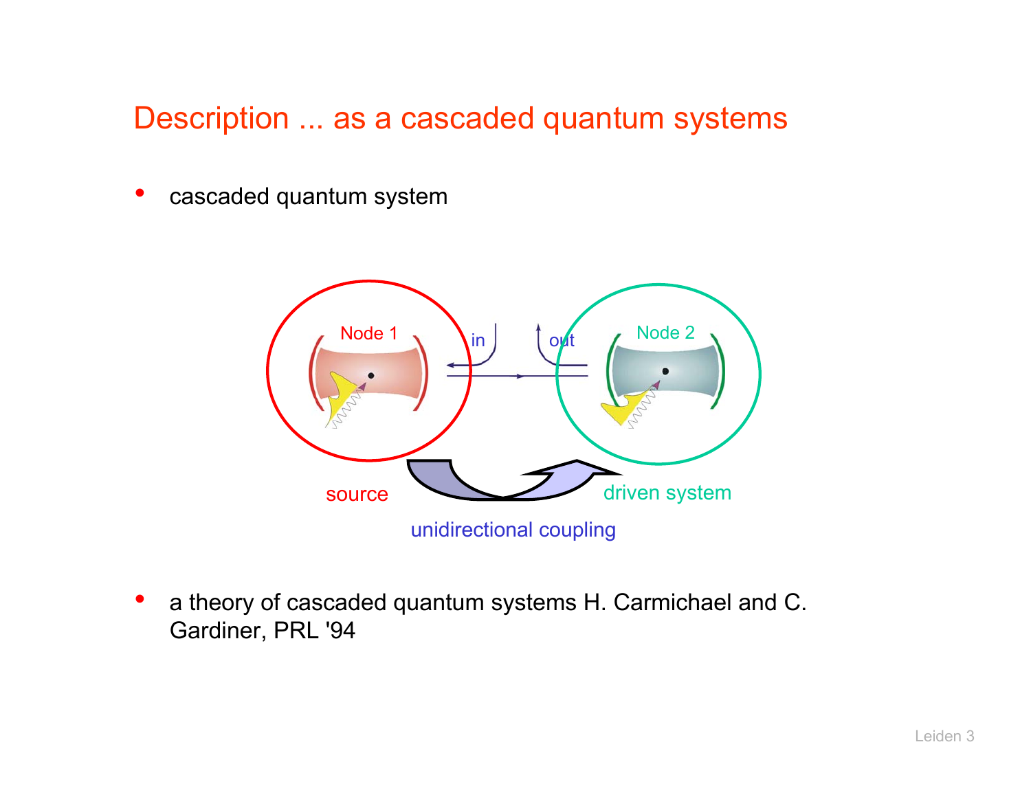# Description ... as a cascaded quantum systems

- cascaded quantum system

Node 1 — in — out — Node 2

source — unidirectional coupling — driven system

- a theory of cascaded quantum systems H. Carmichael and C. Gardiner, PRL '94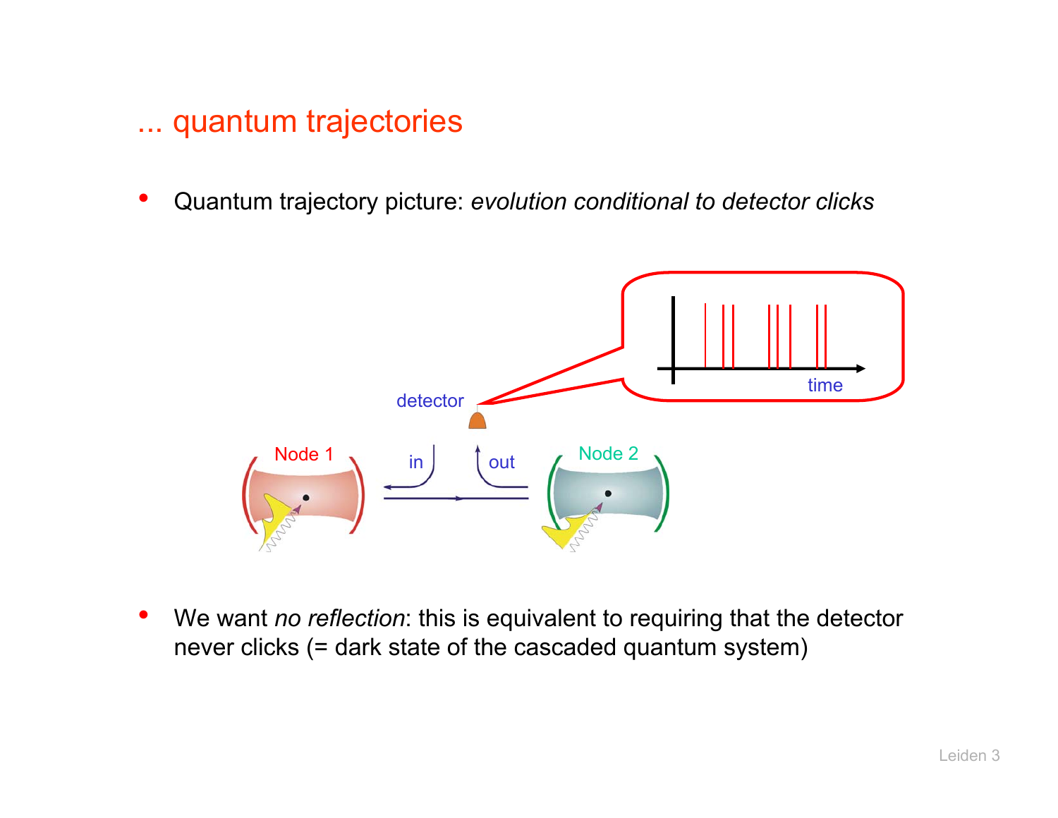# ... quantum trajectories

- Quantum trajectory picture: *evolution conditional to detector clicks*

- We want *no reflection*: this is equivalent to requiring that the detector never clicks (= dark state of the cascaded quantum system)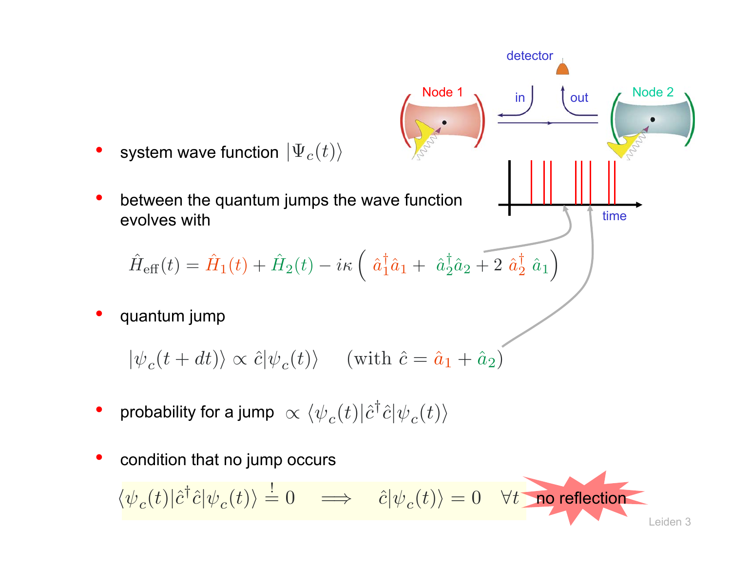- system wave function $|\Psi_c(t)\rangle$

- between the quantum jumps the wave function evolves with

$$\hat{H}_{\text{eff}}(t) = \hat{H}_1(t) + \hat{H}_2(t) - i\kappa\left(\hat{a}_1^\dagger \hat{a}_1 + \hat{a}_2^\dagger \hat{a}_2 + 2\,\hat{a}_2^\dagger\,\hat{a}_1\right)$$

- quantum jump

$$|\psi_c(t+dt)\rangle \propto \hat{c}|\psi_c(t)\rangle \qquad (\text{with } \hat{c} = \hat{a}_1 + \hat{a}_2)$$

- probability for a jump $\propto \langle\psi_c(t)|\hat{c}^\dagger\hat{c}|\psi_c(t)\rangle$

- condition that no jump occurs

$$\langle\psi_c(t)|\hat{c}^\dagger\hat{c}|\psi_c(t)\rangle \stackrel{!}{=} 0 \quad \Longrightarrow \quad \hat{c}|\psi_c(t)\rangle = 0 \quad \forall t$$

no reflection

detector

Node 1

Node 2

in

out

time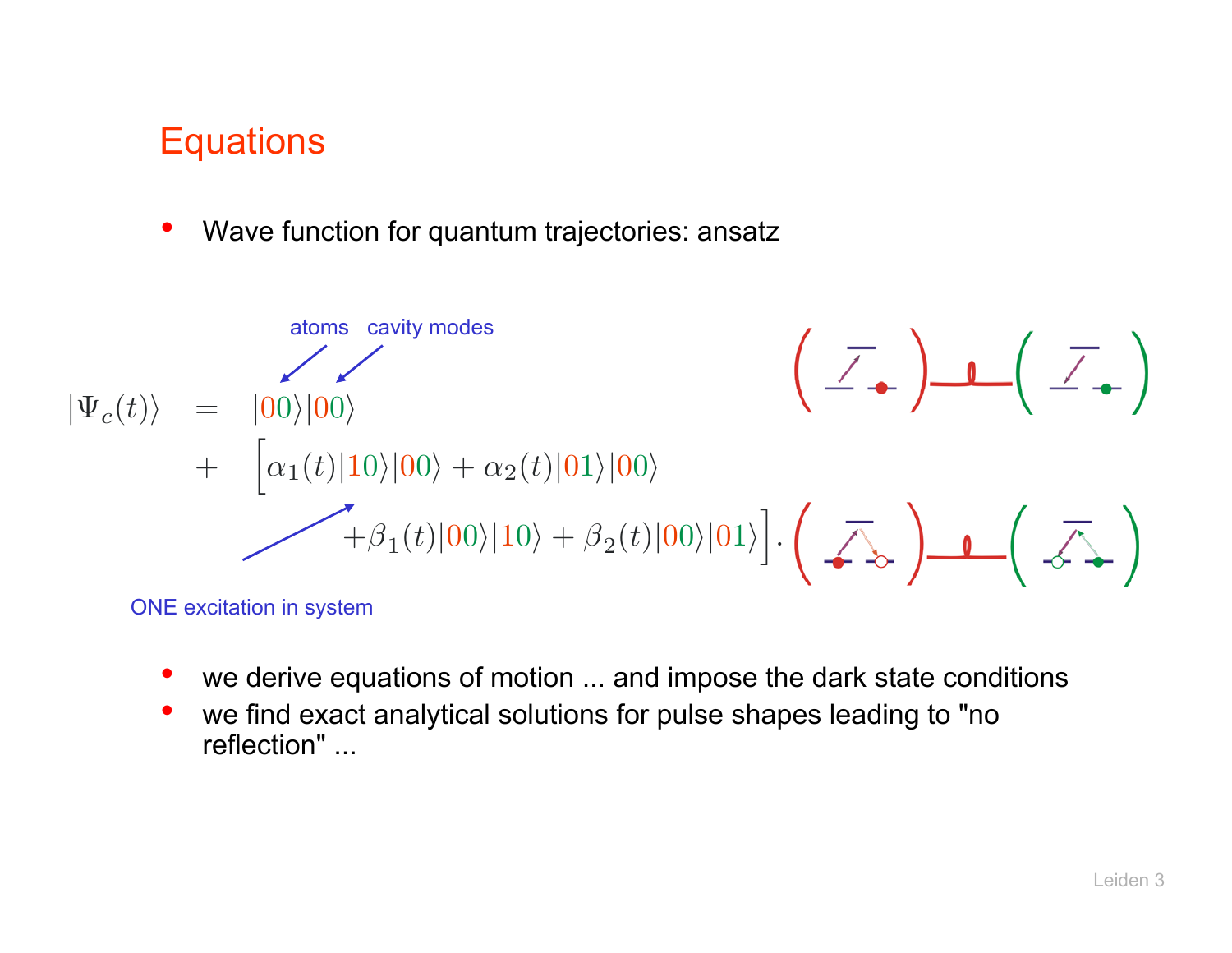# Equations

- Wave function for quantum trajectories: ansatz

atoms — cavity modes

$$
\begin{aligned}
|\Psi_c(t)\rangle &= |00\rangle|00\rangle \\
&+ \Big[\alpha_1(t)|10\rangle|00\rangle + \alpha_2(t)|01\rangle|00\rangle \\
&\quad + \beta_1(t)|00\rangle|10\rangle + \beta_2(t)|00\rangle|01\rangle\Big].
\end{aligned}
$$

ONE excitation in system

- we derive equations of motion ... and impose the dark state conditions
- we find exact analytical solutions for pulse shapes leading to "no reflection" ...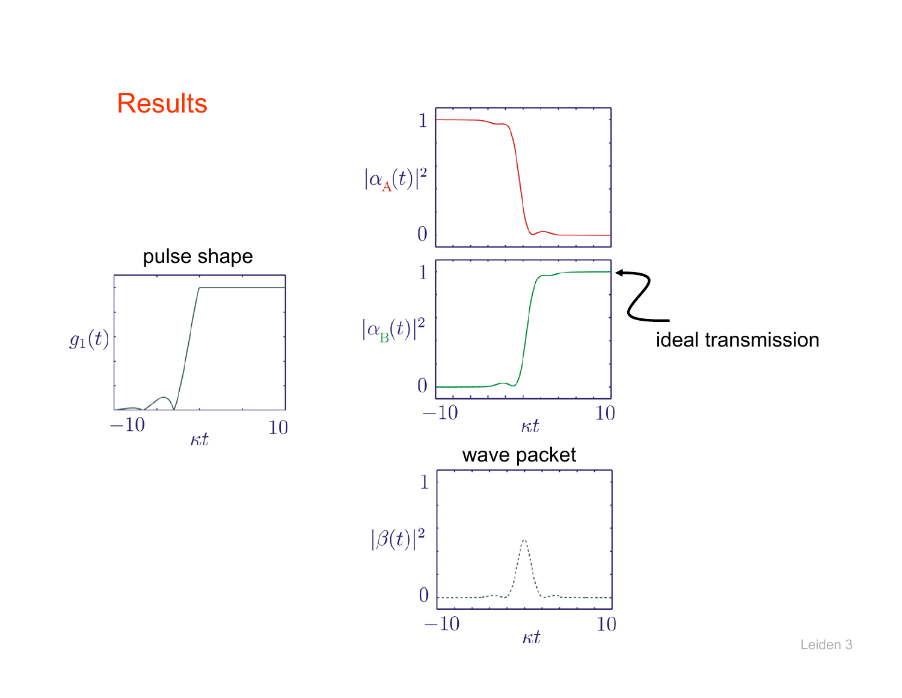## Results

pulse shape

$g_1(t)$

$-10$ $\kappa t$ $10$

$|\alpha_A(t)|^2$

1

0

$|\alpha_B(t)|^2$

1

0

$-10$ $\kappa t$ $10$

ideal transmission

wave packet

$|\beta(t)|^2$

1

0

$-10$ $\kappa t$ $10$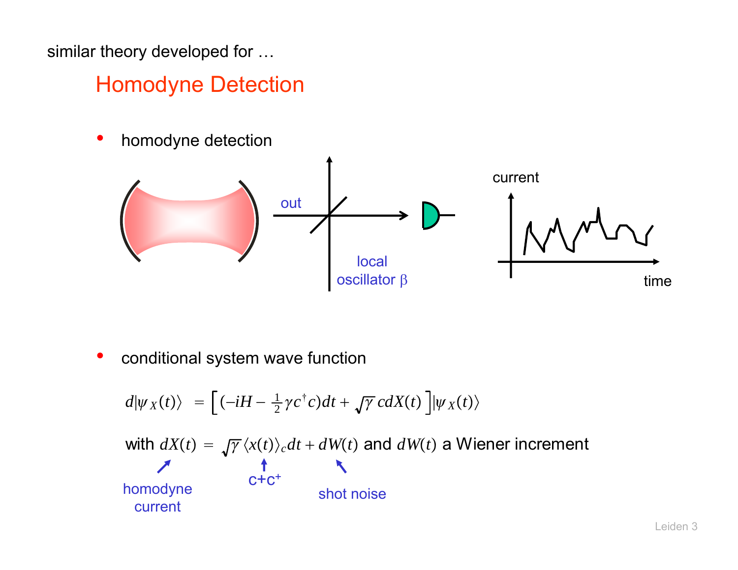similar theory developed for …

# Homodyne Detection

- homodyne detection

out

local oscillator β

current

time

- conditional system wave function

$$d|\psi_X(t)\rangle \;=\; \left[(-iH - \tfrac{1}{2}\gamma c^\dagger c)dt + \sqrt{\gamma}\, c\, dX(t)\right]|\psi_X(t)\rangle$$

with $dX(t) \;=\; \sqrt{\gamma}\,\langle x(t)\rangle_c dt + dW(t)$ and $dW(t)$ a Wiener increment

homodyne current

$c + c^+$

shot noise